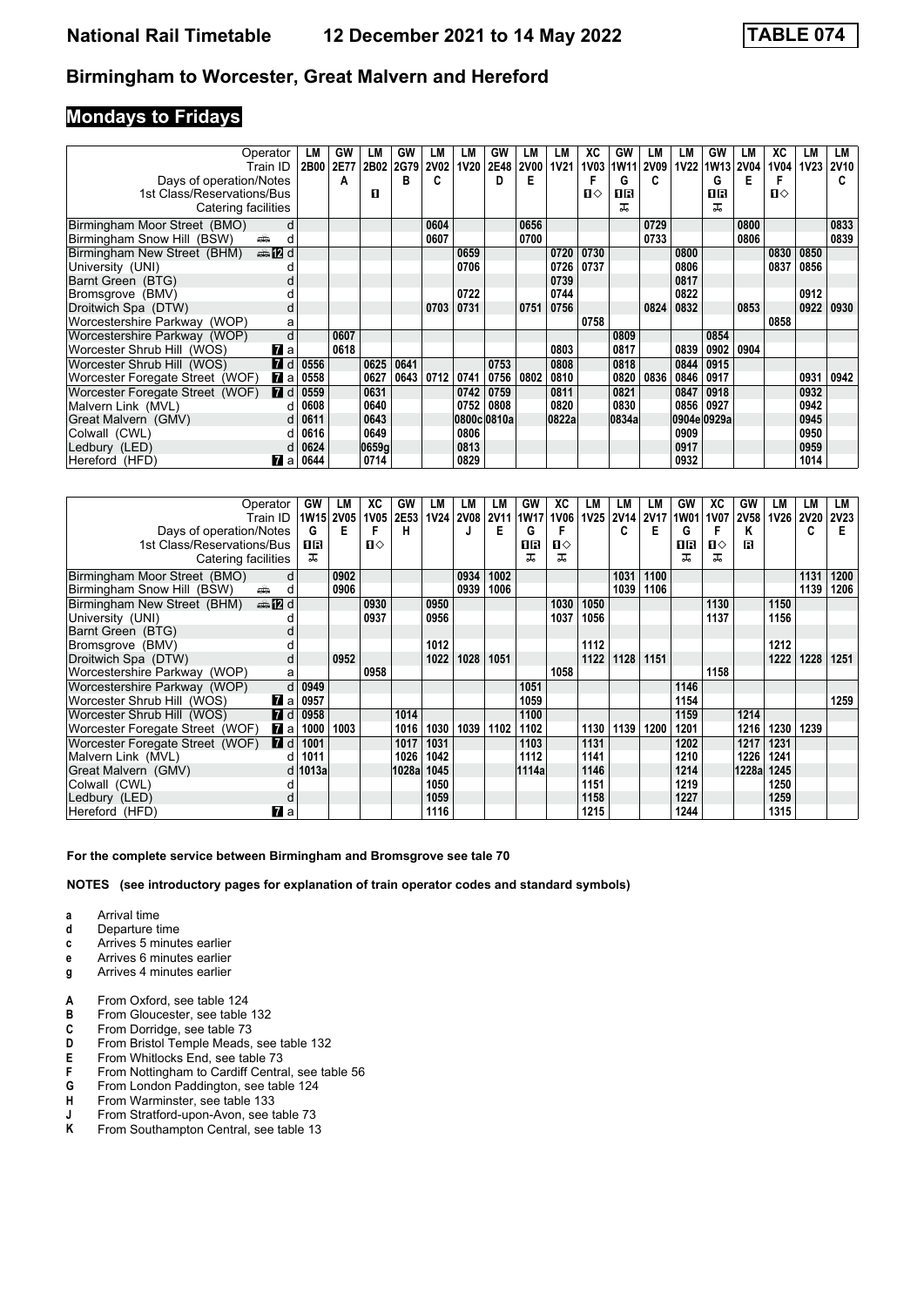# Birmingham to Worcester, Great Malvern and Hereford

## Mondays to Fridays

| Operator | LM | GW | LM | GW | LM | LM | GW | LM | LM | XC | GW | LM | LM | GW | LM | XC | LM | LM |
|---|---|---|---|---|---|---|---|---|---|---|---|---|---|---|---|---|---|---|
| Train ID | 2B00 | 2E77 | 2B02 | 2G79 | 2V02 | 1V20 | 2E48 | 2V00 | 1V21 | 1V03 | 1W11 | 2V09 | 1V22 | 1W13 | 2V04 | 1V04 | 1V23 | 2V10 |
| Days of operation/Notes | | A | | B | C | | D | E | | F | G | C | | G | E | F | | C |
| 1st Class/Reservations/Bus | | | 1 | | | | | | | 1◇ | 1R | | | 1R | | 1◇ | | |
| Catering facilities | | | | | | | | | | | ⊼ | | | ⊼ | | | | |
| Birmingham Moor Street (BMO) d | | | | | 0604 | | | 0656 | | | | 0729 | | | 0800 | | | 0833 |
| Birmingham Snow Hill (BSW) d | | | | | 0607 | | | 0700 | | | | 0733 | | | 0806 | | | 0839 |
| Birmingham New Street (BHM) 12 d | | | | | | 0659 | | | 0720 | 0730 | | | 0800 | | | 0830 | 0850 | |
| University (UNI) d | | | | | | 0706 | | | 0726 | 0737 | | | 0806 | | | 0837 | 0856 | |
| Barnt Green (BTG) d | | | | | | | | | 0739 | | | | 0817 | | | | | |
| Bromsgrove (BMV) d | | | | | | 0722 | | | 0744 | | | | 0822 | | | | 0912 | |
| Droitwich Spa (DTW) d | | | | | 0703 | 0731 | | 0751 | 0756 | | | 0824 | 0832 | | 0853 | | 0922 | 0930 |
| Worcestershire Parkway (WOP) a | | | | | | | | | | 0758 | | | | | | 0858 | | |
| Worcestershire Parkway (WOP) d | | 0607 | | | | | | | | | 0809 | | | 0854 | | | | |
| Worcester Shrub Hill (WOS) 7 a | | 0618 | | | | | | | 0803 | | 0817 | | 0839 | 0902 | 0904 | | | |
| Worcester Shrub Hill (WOS) 7 d | 0556 | | 0625 | 0641 | | | 0753 | | 0808 | | 0818 | | 0844 | 0915 | | | | |
| Worcester Foregate Street (WOF) 7 a | 0558 | | 0627 | 0643 | 0712 | 0741 | 0756 | 0802 | 0810 | | 0820 | 0836 | 0846 | 0917 | | | 0931 | 0942 |
| Worcester Foregate Street (WOF) 7 d | 0559 | | 0631 | | | 0742 | 0759 | | 0811 | | 0821 | | 0847 | 0918 | | | 0932 | |
| Malvern Link (MVL) d | 0608 | | 0640 | | | 0752 | 0808 | | 0820 | | 0830 | | 0856 | 0927 | | | 0942 | |
| Great Malvern (GMV) d | 0611 | | 0643 | | | 0800c | 0810a | | 0822a | | 0834a | | 0904e | 0929a | | | 0945 | |
| Colwall (CWL) d | 0616 | | 0649 | | | 0806 | | | | | | | 0909 | | | | 0950 | |
| Ledbury (LED) d | 0624 | | 0659g | | | 0813 | | | | | | | 0917 | | | | 0959 | |
| Hereford (HFD) 7 a | 0644 | | 0714 | | | 0829 | | | | | | | 0932 | | | | 1014 | |

| Operator | GW | LM | XC | GW | LM | LM | LM | GW | XC | LM | LM | LM | GW | XC | GW | LM | LM | LM |
|---|---|---|---|---|---|---|---|---|---|---|---|---|---|---|---|---|---|---|
| Train ID | 1W15 | 2V05 | 1V05 | 2E53 | 1V24 | 2V08 | 2V11 | 1W17 | 1V06 | 1V25 | 2V14 | 2V17 | 1W01 | 1V07 | 2V58 | 1V26 | 2V20 | 2V23 |
| Days of operation/Notes | G | E | F | H | | J | E | G | F | | C | E | G | F | K | | C | E |
| 1st Class/Reservations/Bus | 1R | | 1◇ | | | | | 1R | 1◇ | | | | 1R | 1◇ | R | | | |
| Catering facilities | ⊼ | | | | | | | ⊼ | ⊼ | | | | ⊼ | ⊼ | | | | |
| Birmingham Moor Street (BMO) d | | 0902 | | | | 0934 | 1002 | | | | 1031 | 1100 | | | | | 1131 | 1200 |
| Birmingham Snow Hill (BSW) d | | 0906 | | | | 0939 | 1006 | | | | 1039 | 1106 | | | | | 1139 | 1206 |
| Birmingham New Street (BHM) 12 d | | | 0930 | | 0950 | | | | 1030 | 1050 | | | | 1130 | | 1150 | | |
| University (UNI) d | | | 0937 | | 0956 | | | | 1037 | 1056 | | | | 1137 | | 1156 | | |
| Barnt Green (BTG) d | | | | | | | | | | | | | | | | | | |
| Bromsgrove (BMV) d | | | | | 1012 | | | | | 1112 | | | | | | 1212 | | |
| Droitwich Spa (DTW) d | | 0952 | | | 1022 | 1028 | 1051 | | | 1122 | 1128 | 1151 | | | | 1222 | 1228 | 1251 |
| Worcestershire Parkway (WOP) a | | | 0958 | | | | | | 1058 | | | | | 1158 | | | | |
| Worcestershire Parkway (WOP) d | 0949 | | | | | | | 1051 | | | | | 1146 | | | | | |
| Worcester Shrub Hill (WOS) 7 a | 0957 | | | | | | | 1059 | | | | | 1154 | | | | | 1259 |
| Worcester Shrub Hill (WOS) 7 d | 0958 | | | 1014 | | | | 1100 | | | | | 1159 | | 1214 | | | |
| Worcester Foregate Street (WOF) 7 a | 1000 | 1003 | | 1016 | 1030 | 1039 | 1102 | 1102 | | 1130 | 1139 | 1200 | 1201 | | 1216 | 1230 | 1239 | |
| Worcester Foregate Street (WOF) 7 d | 1001 | | | 1017 | 1031 | | | 1103 | | 1131 | | | 1202 | | 1217 | 1231 | | |
| Malvern Link (MVL) d | 1011 | | | 1026 | 1042 | | | 1112 | | 1141 | | | 1210 | | 1226 | 1241 | | |
| Great Malvern (GMV) d | 1013a | | | 1028a | 1045 | | | 1114a | | 1146 | | | 1214 | | 1228a | 1245 | | |
| Colwall (CWL) d | | | | | 1050 | | | | | 1151 | | | 1219 | | | 1250 | | |
| Ledbury (LED) d | | | | | 1059 | | | | | 1158 | | | 1227 | | | 1259 | | |
| Hereford (HFD) 7 a | | | | | 1116 | | | | | 1215 | | | 1244 | | | 1315 | | |

**For the complete service between Birmingham and Bromsgrove see tale 70**

**NOTES (see introductory pages for explanation of train operator codes and standard symbols)**

- **a** Arrival time
- **d** Departure time
- **c** Arrives 5 minutes earlier
- **e** Arrives 6 minutes earlier
- **g** Arrives 4 minutes earlier

- **A** From Oxford, see table 124
- **B** From Gloucester, see table 132
- **C** From Dorridge, see table 73
- **D** From Bristol Temple Meads, see table 132
- **E** From Whitlocks End, see table 73
- **F** From Nottingham to Cardiff Central, see table 56
- **G** From London Paddington, see table 124
- **H** From Warminster, see table 133
- **J** From Stratford-upon-Avon, see table 73
- **K** From Southampton Central, see table 13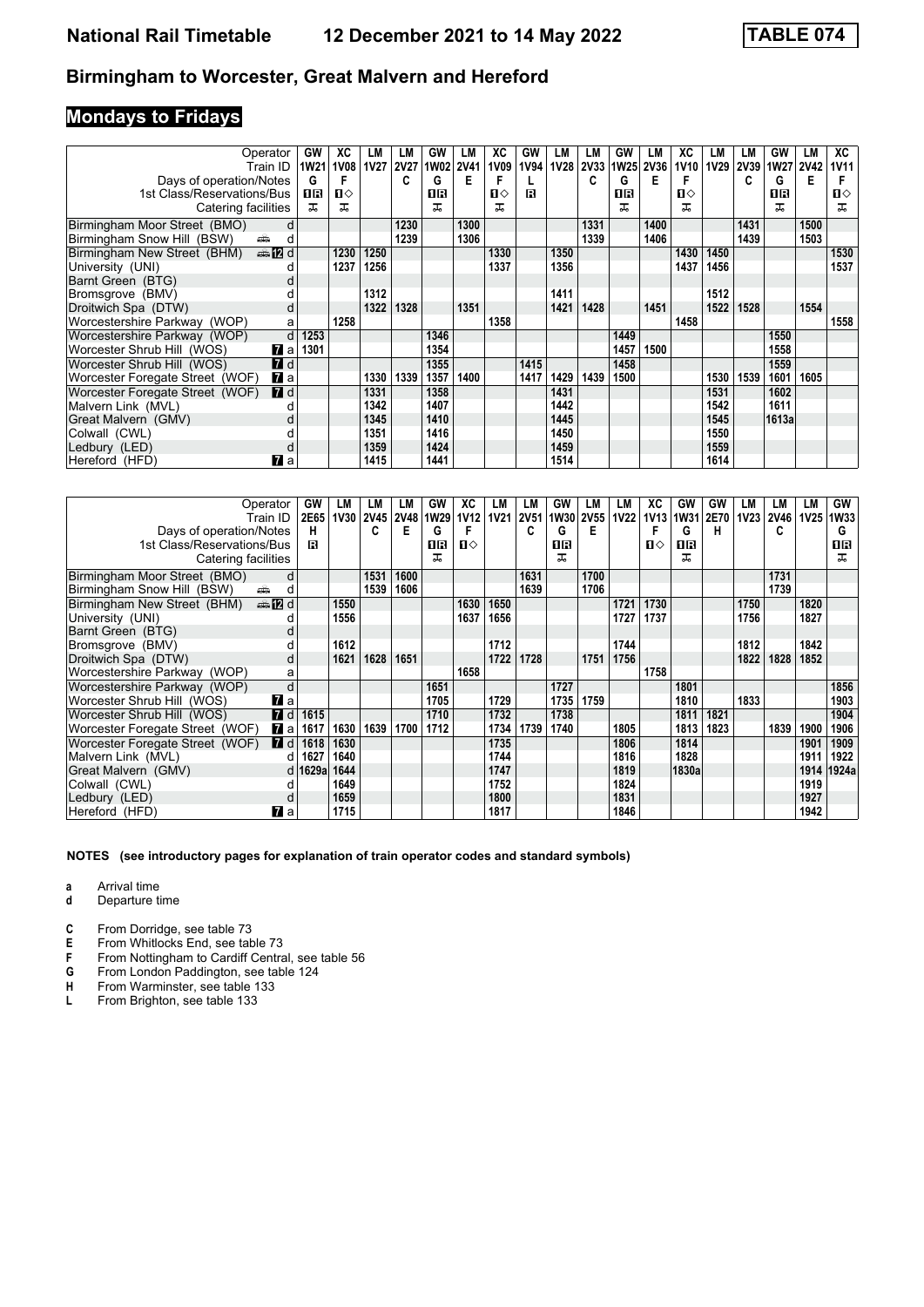# Birmingham to Worcester, Great Malvern and Hereford

National Rail Timetable 12 December 2021 to 14 May 2022 — TABLE 074

## Mondays to Fridays

| Operator | | GW | XC | LM | LM | GW | LM | XC | GW | LM | LM | GW | LM | XC | LM | LM | GW | LM | XC |
|---|---|---|---|---|---|---|---|---|---|---|---|---|---|---|---|---|---|---|---|
| Train ID | | 1W21 | 1V08 | 1V27 | 2V27 | 1W02 | 2V41 | 1V09 | 1V94 | 1V28 | 2V33 | 1W25 | 2V36 | 1V10 | 1V29 | 2V39 | 1W27 | 2V42 | 1V11 |
| Days of operation/Notes | | G | F | | C | G | E | F | L | | C | G | E | F | | C | G | E | F |
| 1st Class/Reservations/Bus | | 1R | 1◇ | | | 1R | | 1◇ | R | | | 1R | | 1◇ | | | 1R | | 1◇ |
| Catering facilities | | 🛒 | 🛒 | | | 🛒 | | 🛒 | | | | 🛒 | | 🛒 | | | 🛒 | | 🛒 |
| Birmingham Moor Street (BMO) | d | | | | 1230 | | 1300 | | | | 1331 | | 1400 | | | 1431 | | 1500 | |
| Birmingham Snow Hill (BSW) | 🚌 d | | | | 1239 | | 1306 | | | | 1339 | | 1406 | | | 1439 | | 1503 | |
| Birmingham New Street (BHM) | 🚌 12 d | | 1230 | 1250 | | | | 1330 | | 1350 | | | | 1430 | 1450 | | | | 1530 |
| University (UNI) | d | | 1237 | 1256 | | | | 1337 | | 1356 | | | | 1437 | 1456 | | | | 1537 |
| Barnt Green (BTG) | d | | | | | | | | | | | | | | | | | | |
| Bromsgrove (BMV) | d | | | 1312 | | | | | | 1411 | | | | | 1512 | | | | |
| Droitwich Spa (DTW) | d | | | 1322 | 1328 | | 1351 | | | 1421 | 1428 | | 1451 | | 1522 | 1528 | | 1554 | |
| Worcestershire Parkway (WOP) | a | | 1258 | | | | | 1358 | | | | | | 1458 | | | | | 1558 |
| Worcestershire Parkway (WOP) | d | 1253 | | | | 1346 | | | | | | 1449 | | | | | 1550 | | |
| Worcester Shrub Hill (WOS) | 7 a | 1301 | | | | 1354 | | | | | | 1457 | 1500 | | | | 1558 | | |
| Worcester Shrub Hill (WOS) | 7 d | | | | | 1355 | | | 1415 | | | 1458 | | | | | 1559 | | |
| Worcester Foregate Street (WOF) | 7 a | | | 1330 | 1339 | 1357 | 1400 | | 1417 | 1429 | 1439 | 1500 | | | 1530 | 1539 | 1601 | 1605 | |
| Worcester Foregate Street (WOF) | 7 d | | | 1331 | | 1358 | | | | 1431 | | | | | 1531 | | 1602 | | |
| Malvern Link (MVL) | d | | | 1342 | | 1407 | | | | 1442 | | | | | 1542 | | 1611 | | |
| Great Malvern (GMV) | d | | | 1345 | | 1410 | | | | 1445 | | | | | 1545 | | 1613a | | |
| Colwall (CWL) | d | | | 1351 | | 1416 | | | | 1450 | | | | | 1550 | | | | |
| Ledbury (LED) | d | | | 1359 | | 1424 | | | | 1459 | | | | | 1559 | | | | |
| Hereford (HFD) | 7 a | | | 1415 | | 1441 | | | | 1514 | | | | | 1614 | | | | |

| Operator | | GW | LM | LM | LM | GW | XC | LM | LM | GW | LM | LM | XC | GW | GW | LM | LM | LM | GW |
|---|---|---|---|---|---|---|---|---|---|---|---|---|---|---|---|---|---|---|---|
| Train ID | | 2E65 | 1V30 | 2V45 | 2V48 | 1W29 | 1V12 | 1V21 | 2V51 | 1W30 | 2V55 | 1V22 | 1V13 | 1W31 | 2E70 | 1V23 | 2V46 | 1V25 | 1W33 |
| Days of operation/Notes | | H | | C | E | G | F | | C | G | E | | F | G | H | | C | | G |
| 1st Class/Reservations/Bus | | R | | | | 1R | 1◇ | | | 1R | | | 1◇ | 1R | | | | | 1R |
| Catering facilities | | | | | | 🛒 | | | | 🛒 | | | | 🛒 | | | | | 🛒 |
| Birmingham Moor Street (BMO) | d | | | 1531 | 1600 | | | | 1631 | | 1700 | | | | | | 1731 | | |
| Birmingham Snow Hill (BSW) | 🚌 d | | | 1539 | 1606 | | | | 1639 | | 1706 | | | | | | 1739 | | |
| Birmingham New Street (BHM) | 🚌 12 d | | 1550 | | | | 1630 | 1650 | | | | 1721 | 1730 | | | 1750 | | 1820 | |
| University (UNI) | d | | 1556 | | | | 1637 | 1656 | | | | 1727 | 1737 | | | 1756 | | 1827 | |
| Barnt Green (BTG) | d | | | | | | | | | | | | | | | | | | |
| Bromsgrove (BMV) | d | | 1612 | | | | | 1712 | | | | 1744 | | | | 1812 | | 1842 | |
| Droitwich Spa (DTW) | d | | 1621 | 1628 | 1651 | | | 1722 | 1728 | | 1751 | 1756 | | | | 1822 | 1828 | 1852 | |
| Worcestershire Parkway (WOP) | a | | | | | | 1658 | | | | | | 1758 | | | | | | |
| Worcestershire Parkway (WOP) | d | | | | | 1651 | | | | 1727 | | | | 1801 | | | | | 1856 |
| Worcester Shrub Hill (WOS) | 7 a | | | | | 1705 | | 1729 | | 1735 | 1759 | | | 1810 | | 1833 | | | 1903 |
| Worcester Shrub Hill (WOS) | 7 d | 1615 | | | | 1710 | | 1732 | | 1738 | | | | 1811 | 1821 | | | | 1904 |
| Worcester Foregate Street (WOF) | 7 a | 1617 | 1630 | 1639 | 1700 | 1712 | | 1734 | 1739 | 1740 | | 1805 | | 1813 | 1823 | | 1839 | 1900 | 1906 |
| Worcester Foregate Street (WOF) | 7 d | 1618 | 1630 | | | | | 1735 | | | | 1806 | | 1814 | | | | 1901 | 1909 |
| Malvern Link (MVL) | d | 1627 | 1640 | | | | | 1744 | | | | 1816 | | 1828 | | | | 1911 | 1922 |
| Great Malvern (GMV) | d | 1629a | 1644 | | | | | 1747 | | | | 1819 | | 1830a | | | | 1914 | 1924a |
| Colwall (CWL) | d | | 1649 | | | | | 1752 | | | | 1824 | | | | | | 1919 | |
| Ledbury (LED) | d | | 1659 | | | | | 1800 | | | | 1831 | | | | | | 1927 | |
| Hereford (HFD) | 7 a | | 1715 | | | | | 1817 | | | | 1846 | | | | | | 1942 | |

**NOTES (see introductory pages for explanation of train operator codes and standard symbols)**

- **a** Arrival time
- **d** Departure time

- **C** From Dorridge, see table 73
- **E** From Whitlocks End, see table 73
- **F** From Nottingham to Cardiff Central, see table 56
- **G** From London Paddington, see table 124
- **H** From Warminster, see table 133
- **L** From Brighton, see table 133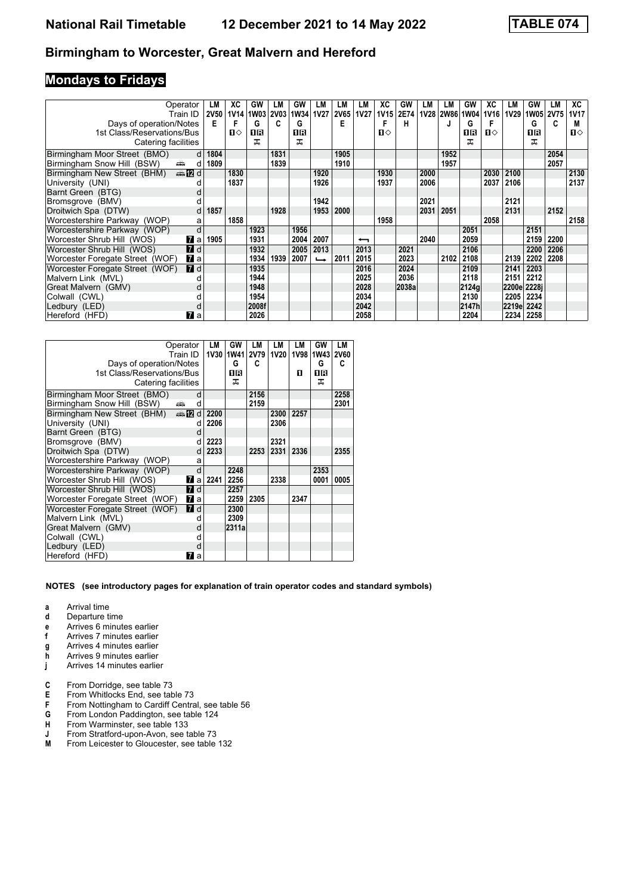# Birmingham to Worcester, Great Malvern and Hereford

## Mondays to Fridays

| Operator | | LM | XC | GW | LM | GW | LM | LM | LM | XC | GW | LM | LM | GW | XC | LM | GW | LM | XC |
|---|---|---|---|---|---|---|---|---|---|---|---|---|---|---|---|---|---|---|---|
| Train ID | | 2V50 | 1V14 | 1W03 | 2V03 | 1W34 | 1V27 | 2V65 | 1V27 | 1V15 | 2E74 | 1V28 | 2W86 | 1W04 | 1V16 | 1V29 | 1W05 | 2V75 | 1V17 |
| Days of operation/Notes | | E | F | G | C | G | | E | | F | H | | J | G | F | | G | C | M |
| 1st Class/Reservations/Bus | | | ■◇ | ■R | | ■R | | | | ■◇ | | | | ■R | ■◇ | | ■R | | ■◇ |
| Catering facilities | | | | ⚲ | | ⚲ | | | | | | | | ⚲ | | | ⚲ | | |
| Birmingham Moor Street (BMO) | d | 1804 | | | 1831 | | | 1905 | | | | | 1952 | | | | | 2054 | |
| Birmingham Snow Hill (BSW) | d | 1809 | | | 1839 | | | 1910 | | | | | 1957 | | | | | 2057 | |
| Birmingham New Street (BHM) | d | | 1830 | | | | 1920 | | | 1930 | | 2000 | | | 2030 | 2100 | | | 2130 |
| University (UNI) | d | | 1837 | | | | 1926 | | | 1937 | | 2006 | | | 2037 | 2106 | | | 2137 |
| Barnt Green (BTG) | d | | | | | | | | | | | | | | | | | | |
| Bromsgrove (BMV) | d | | | | | | 1942 | | | | | 2021 | | | | 2121 | | | |
| Droitwich Spa (DTW) | d | 1857 | | | 1928 | | 1953 | 2000 | | | | 2031 | 2051 | | | 2131 | | 2152 | |
| Worcestershire Parkway (WOP) | a | | 1858 | | | | | | | 1958 | | | | | 2058 | | | | 2158 |
| Worcestershire Parkway (WOP) | d | | | 1923 | | 1956 | | | | | | | | 2051 | | | 2151 | | |
| Worcester Shrub Hill (WOS) | a | 1905 | | 1931 | | 2004 | 2007 | | ← | | | 2040 | | 2059 | | | 2159 | 2200 | |
| Worcester Shrub Hill (WOS) | d | | | 1932 | | 2005 | 2013 | | 2013 | | 2021 | | | 2106 | | | 2200 | 2206 | |
| Worcester Foregate Street (WOF) | a | | | 1934 | 1939 | 2007 | → | 2011 | 2015 | | 2023 | | 2102 | 2108 | | 2139 | 2202 | 2208 | |
| Worcester Foregate Street (WOF) | d | | | 1935 | | | | | 2016 | | 2024 | | | 2109 | | 2141 | 2203 | | |
| Malvern Link (MVL) | d | | | 1944 | | | | | 2025 | | 2036 | | | 2118 | | 2151 | 2212 | | |
| Great Malvern (GMV) | d | | | 1948 | | | | | 2028 | | 2038a | | | 2124g | | 2200e | 2228j | | |
| Colwall (CWL) | d | | | 1954 | | | | | 2034 | | | | | 2130 | | 2205 | 2234 | | |
| Ledbury (LED) | d | | | 2008f | | | | | 2042 | | | | | 2147h | | 2219e | 2242 | | |
| Hereford (HFD) | a | | | 2026 | | | | | 2058 | | | | | 2204 | | 2234 | 2258 | | |

| Operator | | LM | GW | LM | LM | LM | GW | LM |
|---|---|---|---|---|---|---|---|---|
| Train ID | | 1V30 | 1W41 | 2V79 | 1V20 | 1V98 | 1W43 | 2V60 |
| Days of operation/Notes | | | G | C | | | G | C |
| 1st Class/Reservations/Bus | | | ■R | | | ■ | ■R | |
| Catering facilities | | | ⚲ | | | | ⚲ | |
| Birmingham Moor Street (BMO) | d | | | 2156 | | | | 2258 |
| Birmingham Snow Hill (BSW) | d | | | 2159 | | | | 2301 |
| Birmingham New Street (BHM) | d | 2200 | | | 2300 | 2257 | | |
| University (UNI) | d | 2206 | | | 2306 | | | |
| Barnt Green (BTG) | d | | | | | | | |
| Bromsgrove (BMV) | d | 2223 | | | 2321 | | | |
| Droitwich Spa (DTW) | d | 2233 | | 2253 | 2331 | 2336 | | 2355 |
| Worcestershire Parkway (WOP) | a | | | | | | | |
| Worcestershire Parkway (WOP) | d | | 2248 | | | | 2353 | |
| Worcester Shrub Hill (WOS) | a | 2241 | 2256 | | 2338 | | 0001 | 0005 |
| Worcester Shrub Hill (WOS) | d | | 2257 | | | | | |
| Worcester Foregate Street (WOF) | a | | 2259 | 2305 | | 2347 | | |
| Worcester Foregate Street (WOF) | d | | 2300 | | | | | |
| Malvern Link (MVL) | d | | 2309 | | | | | |
| Great Malvern (GMV) | d | | 2311a | | | | | |
| Colwall (CWL) | d | | | | | | | |
| Ledbury (LED) | d | | | | | | | |
| Hereford (HFD) | a | | | | | | | |

**NOTES (see introductory pages for explanation of train operator codes and standard symbols)**

- **a** Arrival time
- **d** Departure time
- **e** Arrives 6 minutes earlier
- **f** Arrives 7 minutes earlier
- **g** Arrives 4 minutes earlier
- **h** Arrives 9 minutes earlier
- **j** Arrives 14 minutes earlier

- **C** From Dorridge, see table 73
- **E** From Whitlocks End, see table 73
- **F** From Nottingham to Cardiff Central, see table 56
- **G** From London Paddington, see table 124
- **H** From Warminster, see table 133
- **J** From Stratford-upon-Avon, see table 73
- **M** From Leicester to Gloucester, see table 132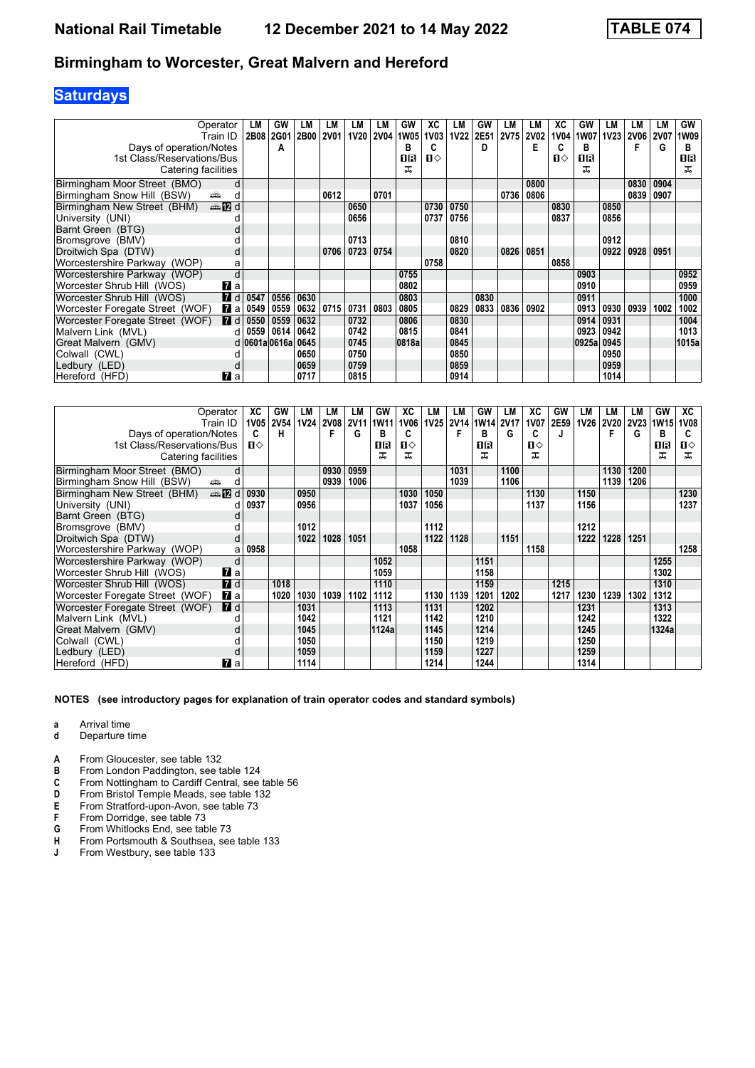# National Rail Timetable 12 December 2021 to 14 May 2022 TABLE 074

## Birmingham to Worcester, Great Malvern and Hereford

## Saturdays

| Operator | | LM | GW | LM | LM | LM | LM | GW | XC | LM | GW | LM | LM | XC | GW | LM | LM | LM | GW |
|---|---|---|---|---|---|---|---|---|---|---|---|---|---|---|---|---|---|---|---|
| Train ID | | 2B08 | 2G01 | 2B00 | 2V01 | 1V20 | 2V04 | 1W05 | 1V03 | 1V22 | 2E51 | 2V75 | 2V02 | 1V04 | 1W07 | 1V23 | 2V06 | 2V07 | 1W09 |
| Days of operation/Notes | | | A | | | | | B | C | | D | | E | C | B | | F | G | B |
| 1st Class/Reservations/Bus | | | | | | | | 1R | 1◇ | | | | | 1◇ | 1R | | | | 1R |
| Catering facilities | | | | | | | | ㅈ | | | | | | | ㅈ | | | | ㅈ |
| Birmingham Moor Street (BMO) | d | | | | | | | | | | | | 0800 | | | | 0830 | 0904 | |
| Birmingham Snow Hill (BSW) | 🚌 d | | | | 0612 | | 0701 | | | | | 0736 | 0806 | | | | 0839 | 0907 | |
| Birmingham New Street (BHM) | 🚌 12 d | | | | | 0650 | | | 0730 | 0750 | | | | 0830 | | 0850 | | | |
| University (UNI) | d | | | | | 0656 | | | 0737 | 0756 | | | | 0837 | | 0856 | | | |
| Barnt Green (BTG) | d | | | | | | | | | | | | | | | | | | |
| Bromsgrove (BMV) | d | | | | | 0713 | | | | 0810 | | | | | | 0912 | | | |
| Droitwich Spa (DTW) | d | | | | 0706 | 0723 | 0754 | | | 0820 | | 0826 | 0851 | | | 0922 | 0928 | 0951 | |
| Worcestershire Parkway (WOP) | a | | | | | | | | 0758 | | | | | 0858 | | | | | |
| Worcestershire Parkway (WOP) | d | | | | | | | 0755 | | | | | | | 0903 | | | | 0952 |
| Worcester Shrub Hill (WOS) | 7 a | | | | | | | 0802 | | | | | | | 0910 | | | | 0959 |
| Worcester Shrub Hill (WOS) | 7 d | 0547 | 0556 | 0630 | | | | 0803 | | | 0830 | | | | 0911 | | | | 1000 |
| Worcester Foregate Street (WOF) | 7 a | 0549 | 0559 | 0632 | 0715 | 0731 | 0803 | 0805 | | 0829 | 0833 | 0836 | 0902 | | 0913 | 0930 | 0939 | 1002 | 1002 |
| Worcester Foregate Street (WOF) | 7 d | 0550 | 0559 | 0632 | | 0732 | | 0806 | | 0830 | | | | | 0914 | 0931 | | | 1004 |
| Malvern Link (MVL) | d | 0559 | 0614 | 0642 | | 0742 | | 0815 | | 0841 | | | | | 0923 | 0942 | | | 1013 |
| Great Malvern (GMV) | d | 0601a | 0616a | 0645 | | 0745 | | 0818a | | 0845 | | | | | 0925a | 0945 | | | 1015a |
| Colwall (CWL) | d | | | 0650 | | 0750 | | | | 0850 | | | | | | 0950 | | | |
| Ledbury (LED) | d | | | 0659 | | 0759 | | | | 0859 | | | | | | 0959 | | | |
| Hereford (HFD) | 7 a | | | 0717 | | 0815 | | | | 0914 | | | | | | 1014 | | | |

| Operator | | XC | GW | LM | LM | LM | GW | XC | LM | LM | GW | LM | XC | GW | LM | LM | LM | GW | XC |
|---|---|---|---|---|---|---|---|---|---|---|---|---|---|---|---|---|---|---|---|
| Train ID | | 1V05 | 2V54 | 1V24 | 2V08 | 2V11 | 1W11 | 1V06 | 1V25 | 2V14 | 1W14 | 2V17 | 1V07 | 2E59 | 1V26 | 2V20 | 2V23 | 1W15 | 1V08 |
| Days of operation/Notes | | C | H | | F | G | B | C | | F | B | G | C | J | | F | G | B | C |
| 1st Class/Reservations/Bus | | 1◇ | | | | | 1R | 1◇ | | | 1R | | 1◇ | | | | | 1R | 1◇ |
| Catering facilities | | | | | | | ㅈ | ㅈ | | | ㅈ | | ㅈ | | | | | ㅈ | ㅈ |
| Birmingham Moor Street (BMO) | d | | | | 0930 | 0959 | | | | 1031 | | 1100 | | | | 1130 | 1200 | | |
| Birmingham Snow Hill (BSW) | 🚌 d | | | | 0939 | 1006 | | | | 1039 | | 1106 | | | | 1139 | 1206 | | |
| Birmingham New Street (BHM) | 🚌 12 d | 0930 | | 0950 | | | | 1030 | 1050 | | | | 1130 | | 1150 | | | | 1230 |
| University (UNI) | d | 0937 | | 0956 | | | | 1037 | 1056 | | | | 1137 | | 1156 | | | | 1237 |
| Barnt Green (BTG) | d | | | | | | | | | | | | | | | | | | |
| Bromsgrove (BMV) | d | | | 1012 | | | | | 1112 | | | | | | 1212 | | | | |
| Droitwich Spa (DTW) | d | | | 1022 | 1028 | 1051 | | | 1122 | 1128 | | 1151 | | | 1222 | 1228 | 1251 | | |
| Worcestershire Parkway (WOP) | a | 0958 | | | | | | 1058 | | | | | 1158 | | | | | | 1258 |
| Worcestershire Parkway (WOP) | d | | | | | | 1052 | | | | 1151 | | | | | | | 1255 | |
| Worcester Shrub Hill (WOS) | 7 a | | | | | | 1059 | | | | 1158 | | | | | | | 1302 | |
| Worcester Shrub Hill (WOS) | 7 d | | 1018 | | | | 1110 | | | | 1159 | | | 1215 | | | | 1310 | |
| Worcester Foregate Street (WOF) | 7 a | | 1020 | 1030 | 1039 | 1102 | 1112 | | 1130 | 1139 | 1201 | 1202 | | 1217 | 1230 | 1239 | 1302 | 1312 | |
| Worcester Foregate Street (WOF) | 7 d | | | 1031 | | | 1113 | | 1131 | | 1202 | | | | 1231 | | | 1313 | |
| Malvern Link (MVL) | d | | | 1042 | | | 1121 | | 1142 | | 1210 | | | | 1242 | | | 1322 | |
| Great Malvern (GMV) | d | | | 1045 | | | 1124a | | 1145 | | 1214 | | | | 1245 | | | 1324a | |
| Colwall (CWL) | d | | | 1050 | | | | | 1150 | | 1219 | | | | 1250 | | | | |
| Ledbury (LED) | d | | | 1059 | | | | | 1159 | | 1227 | | | | 1259 | | | | |
| Hereford (HFD) | 7 a | | | 1114 | | | | | 1214 | | 1244 | | | | 1314 | | | | |

**NOTES (see introductory pages for explanation of train operator codes and standard symbols)**

- **a** Arrival time
- **d** Departure time

- **A** From Gloucester, see table 132
- **B** From London Paddington, see table 124
- **C** From Nottingham to Cardiff Central, see table 56
- **D** From Bristol Temple Meads, see table 132
- **E** From Stratford-upon-Avon, see table 73
- **F** From Dorridge, see table 73
- **G** From Whitlocks End, see table 73
- **H** From Portsmouth & Southsea, see table 133
- **J** From Westbury, see table 133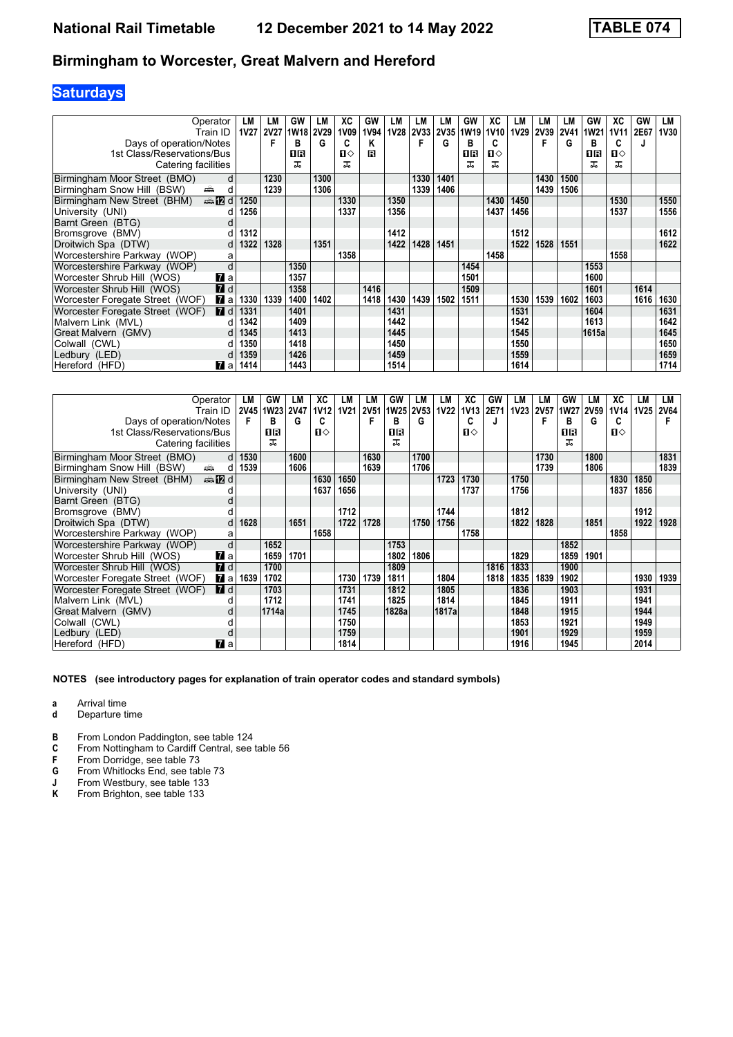# Birmingham to Worcester, Great Malvern and Hereford

## Saturdays

| Operator | | LM | LM | GW | LM | XC | GW | LM | LM | LM | GW | XC | LM | LM | LM | GW | XC | GW | LM |
|---|---|---|---|---|---|---|---|---|---|---|---|---|---|---|---|---|---|---|---|
| Train ID | | 1V27 | 2V27 | 1W18 | 2V29 | 1V09 | 1V94 | 1V28 | 2V33 | 2V35 | 1W19 | 1V10 | 1V29 | 2V39 | 2V41 | 1W21 | 1V11 | 2E67 | 1V30 |
| Days of operation/Notes | | | F | B | G | C | K | | F | G | B | C | | F | G | B | C | J | |
| 1st Class/Reservations/Bus | | | | 1R | | 1◇ | R | | | | 1R | 1◇ | | | | 1R | 1◇ | | |
| Catering facilities | | | | ⚹ | | ⚹ | | | | | ⚹ | ⚹ | | | | ⚹ | ⚹ | | |
| Birmingham Moor Street (BMO) | d | | 1230 | | 1300 | | | | 1330 | 1401 | | | | 1430 | 1500 | | | | |
| Birmingham Snow Hill (BSW) | d | | 1239 | | 1306 | | | | 1339 | 1406 | | | | 1439 | 1506 | | | | |
| Birmingham New Street (BHM) | d | 1250 | | | | 1330 | | 1350 | | | | 1430 | 1450 | | | | 1530 | | 1550 |
| University (UNI) | d | 1256 | | | | 1337 | | 1356 | | | | 1437 | 1456 | | | | 1537 | | 1556 |
| Barnt Green (BTG) | d | | | | | | | | | | | | | | | | | | |
| Bromsgrove (BMV) | d | 1312 | | | | | | 1412 | | | | | 1512 | | | | | | 1612 |
| Droitwich Spa (DTW) | d | 1322 | 1328 | | 1351 | | | 1422 | 1428 | 1451 | | | 1522 | 1528 | 1551 | | | | 1622 |
| Worcestershire Parkway (WOP) | a | | | | | 1358 | | | | | | 1458 | | | | | 1558 | | |
| Worcestershire Parkway (WOP) | d | | | 1350 | | | | | | | 1454 | | | | | 1553 | | | |
| Worcester Shrub Hill (WOS) | a | | | 1357 | | | | | | | 1501 | | | | | 1600 | | | |
| Worcester Shrub Hill (WOS) | d | | | 1358 | | | 1416 | | | | 1509 | | | | | 1601 | | 1614 | |
| Worcester Foregate Street (WOF) | a | 1330 | 1339 | 1400 | 1402 | | 1418 | 1430 | 1439 | 1502 | 1511 | | 1530 | 1539 | 1602 | 1603 | | 1616 | 1630 |
| Worcester Foregate Street (WOF) | d | 1331 | | 1401 | | | | 1431 | | | | | 1531 | | | 1604 | | | 1631 |
| Malvern Link (MVL) | d | 1342 | | 1409 | | | | 1442 | | | | | 1542 | | | 1613 | | | 1642 |
| Great Malvern (GMV) | d | 1345 | | 1413 | | | | 1445 | | | | | 1545 | | | 1615a | | | 1645 |
| Colwall (CWL) | d | 1350 | | 1418 | | | | 1450 | | | | | 1550 | | | | | | 1650 |
| Ledbury (LED) | d | 1359 | | 1426 | | | | 1459 | | | | | 1559 | | | | | | 1659 |
| Hereford (HFD) | a | 1414 | | 1443 | | | | 1514 | | | | | 1614 | | | | | | 1714 |

| Operator | | LM | GW | LM | XC | LM | LM | GW | LM | LM | XC | GW | LM | LM | GW | LM | XC | LM | LM |
|---|---|---|---|---|---|---|---|---|---|---|---|---|---|---|---|---|---|---|---|
| Train ID | | 2V45 | 1W23 | 2V47 | 1V12 | 1V21 | 2V51 | 1W25 | 2V53 | 1V22 | 1V13 | 2E71 | 1V23 | 2V57 | 1W27 | 2V59 | 1V14 | 1V25 | 2V64 |
| Days of operation/Notes | | F | B | G | C | | F | B | G | | C | J | | F | B | G | C | | F |
| 1st Class/Reservations/Bus | | | 1R | | 1◇ | | | 1R | | | 1◇ | | | | 1R | | 1◇ | | |
| Catering facilities | | | ⚹ | | | | | ⚹ | | | | | | | ⚹ | | | | |
| Birmingham Moor Street (BMO) | d | 1530 | | 1600 | | | 1630 | | 1700 | | | | | 1730 | | 1800 | | | 1831 |
| Birmingham Snow Hill (BSW) | d | 1539 | | 1606 | | | 1639 | | 1706 | | | | | 1739 | | 1806 | | | 1839 |
| Birmingham New Street (BHM) | d | | | | 1630 | 1650 | | | | 1723 | 1730 | | 1750 | | | | 1830 | 1850 | |
| University (UNI) | d | | | | 1637 | 1656 | | | | | 1737 | | 1756 | | | | 1837 | 1856 | |
| Barnt Green (BTG) | d | | | | | | | | | | | | | | | | | | |
| Bromsgrove (BMV) | d | | | | | 1712 | | | | 1744 | | | 1812 | | | | | 1912 | |
| Droitwich Spa (DTW) | d | 1628 | | 1651 | | 1722 | 1728 | | 1750 | 1756 | | | 1822 | 1828 | | 1851 | | 1922 | 1928 |
| Worcestershire Parkway (WOP) | a | | | | 1658 | | | | | | 1758 | | | | | | 1858 | | |
| Worcestershire Parkway (WOP) | d | | 1652 | | | | | 1753 | | | | | | | 1852 | | | | |
| Worcester Shrub Hill (WOS) | a | | 1659 | 1701 | | | | 1802 | 1806 | | | | 1829 | | 1859 | 1901 | | | |
| Worcester Shrub Hill (WOS) | d | | 1700 | | | | | 1809 | | | | 1816 | 1833 | | 1900 | | | | |
| Worcester Foregate Street (WOF) | a | 1639 | 1702 | | | 1730 | 1739 | 1811 | | 1804 | | 1818 | 1835 | 1839 | 1902 | | | 1930 | 1939 |
| Worcester Foregate Street (WOF) | d | | 1703 | | | 1731 | | 1812 | | 1805 | | | 1836 | | 1903 | | | 1931 | |
| Malvern Link (MVL) | d | | 1712 | | | 1741 | | 1825 | | 1814 | | | 1845 | | 1911 | | | 1941 | |
| Great Malvern (GMV) | d | | 1714a | | | 1745 | | 1828a | | 1817a | | | 1848 | | 1915 | | | 1944 | |
| Colwall (CWL) | d | | | | | 1750 | | | | | | | 1853 | | 1921 | | | 1949 | |
| Ledbury (LED) | d | | | | | 1759 | | | | | | | 1901 | | 1929 | | | 1959 | |
| Hereford (HFD) | a | | | | | 1814 | | | | | | | 1916 | | 1945 | | | 2014 | |

**NOTES (see introductory pages for explanation of train operator codes and standard symbols)**

- **a** Arrival time
- **d** Departure time

- **B** From London Paddington, see table 124
- **C** From Nottingham to Cardiff Central, see table 56
- **F** From Dorridge, see table 73
- **G** From Whitlocks End, see table 73
- **J** From Westbury, see table 133
- **K** From Brighton, see table 133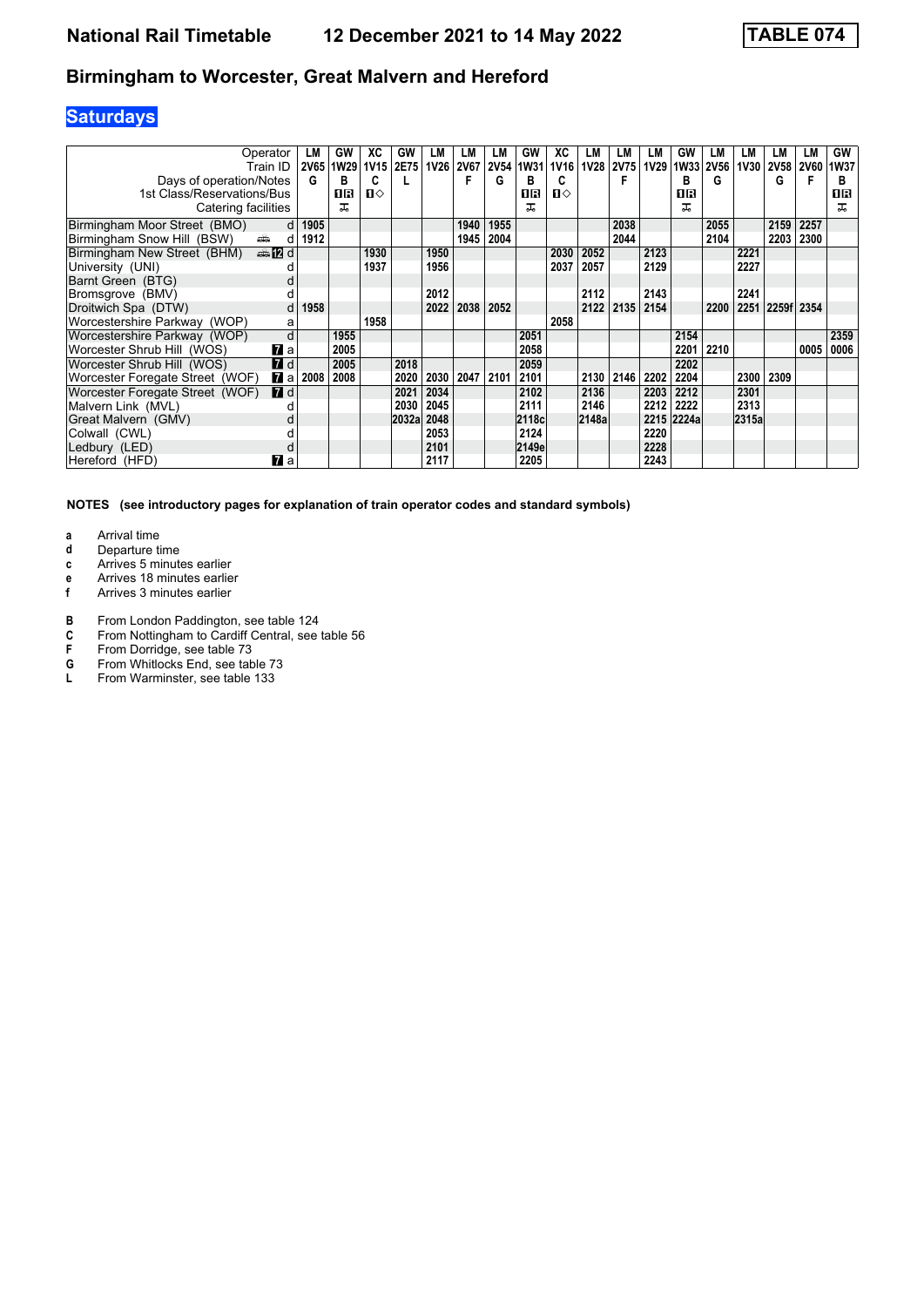# Birmingham to Worcester, Great Malvern and Hereford

## Saturdays

| Operator | | LM | GW | XC | GW | LM | LM | LM | GW | XC | LM | LM | LM | GW | LM | LM | LM | LM | GW |
|---|---|---|---|---|---|---|---|---|---|---|---|---|---|---|---|---|---|---|---|
| Train ID | | 2V65 | 1W29 | 1V15 | 2E75 | 1V26 | 2V67 | 2V54 | 1W31 | 1V16 | 1V28 | 2V75 | 1V29 | 1W33 | 2V56 | 1V30 | 2V58 | 2V60 | 1W37 |
| Days of operation/Notes | | G | B | C | L | | F | G | B | C | | F | | B | G | | G | F | B |
| 1st Class/Reservations/Bus | | | 1R | 1◇ | | | | | 1R | 1◇ | | | | 1R | | | | | 1R |
| Catering facilities | | | ⚹ | | | | | | ⚹ | | | | | ⚹ | | | | | ⚹ |
| Birmingham Moor Street (BMO) | d | 1905 | | | | | 1940 | 1955 | | | | 2038 | | | 2055 | | 2159 | 2257 | |
| Birmingham Snow Hill (BSW) | d | 1912 | | | | | 1945 | 2004 | | | | 2044 | | | 2104 | | 2203 | 2300 | |
| Birmingham New Street (BHM) | 12 d | | | 1930 | | 1950 | | | | 2030 | 2052 | | 2123 | | | 2221 | | | |
| University (UNI) | d | | | 1937 | | 1956 | | | | 2037 | 2057 | | 2129 | | | 2227 | | | |
| Barnt Green (BTG) | d | | | | | | | | | | | | | | | | | | |
| Bromsgrove (BMV) | d | | | | | 2012 | | | | | 2112 | | 2143 | | | 2241 | | | |
| Droitwich Spa (DTW) | d | 1958 | | | | 2022 | 2038 | 2052 | | | 2122 | 2135 | 2154 | | 2200 | 2251 | 2259f | 2354 | |
| Worcestershire Parkway (WOP) | a | | | 1958 | | | | | | 2058 | | | | | | | | | |
| Worcestershire Parkway (WOP) | d | | 1955 | | | | | | 2051 | | | | | 2154 | | | | | 2359 |
| Worcester Shrub Hill (WOS) | 7 a | | 2005 | | | | | | 2058 | | | | | 2201 | 2210 | | | 0005 | 0006 |
| Worcester Shrub Hill (WOS) | 7 d | | 2005 | | 2018 | | | | 2059 | | | | | 2202 | | | | | |
| Worcester Foregate Street (WOF) | 7 a | 2008 | 2008 | | 2020 | 2030 | 2047 | 2101 | 2101 | | 2130 | 2146 | 2202 | 2204 | | 2300 | 2309 | | |
| Worcester Foregate Street (WOF) | 7 d | | | | 2021 | 2034 | | | 2102 | | 2136 | | 2203 | 2212 | | 2301 | | | |
| Malvern Link (MVL) | d | | | | 2030 | 2045 | | | 2111 | | 2146 | | 2212 | 2222 | | 2313 | | | |
| Great Malvern (GMV) | d | | | | 2032a | 2048 | | | 2118c | | 2148a | | 2215 | 2224a | | 2315a | | | |
| Colwall (CWL) | d | | | | | 2053 | | | 2124 | | | | 2220 | | | | | | |
| Ledbury (LED) | d | | | | | 2101 | | | 2149e | | | | 2228 | | | | | | |
| Hereford (HFD) | 7 a | | | | | 2117 | | | 2205 | | | | 2243 | | | | | | |

**NOTES (see introductory pages for explanation of train operator codes and standard symbols)**

- **a** Arrival time
- **d** Departure time
- **c** Arrives 5 minutes earlier
- **e** Arrives 18 minutes earlier
- **f** Arrives 3 minutes earlier

- **B** From London Paddington, see table 124
- **C** From Nottingham to Cardiff Central, see table 56
- **F** From Dorridge, see table 73
- **G** From Whitlocks End, see table 73
- **L** From Warminster, see table 133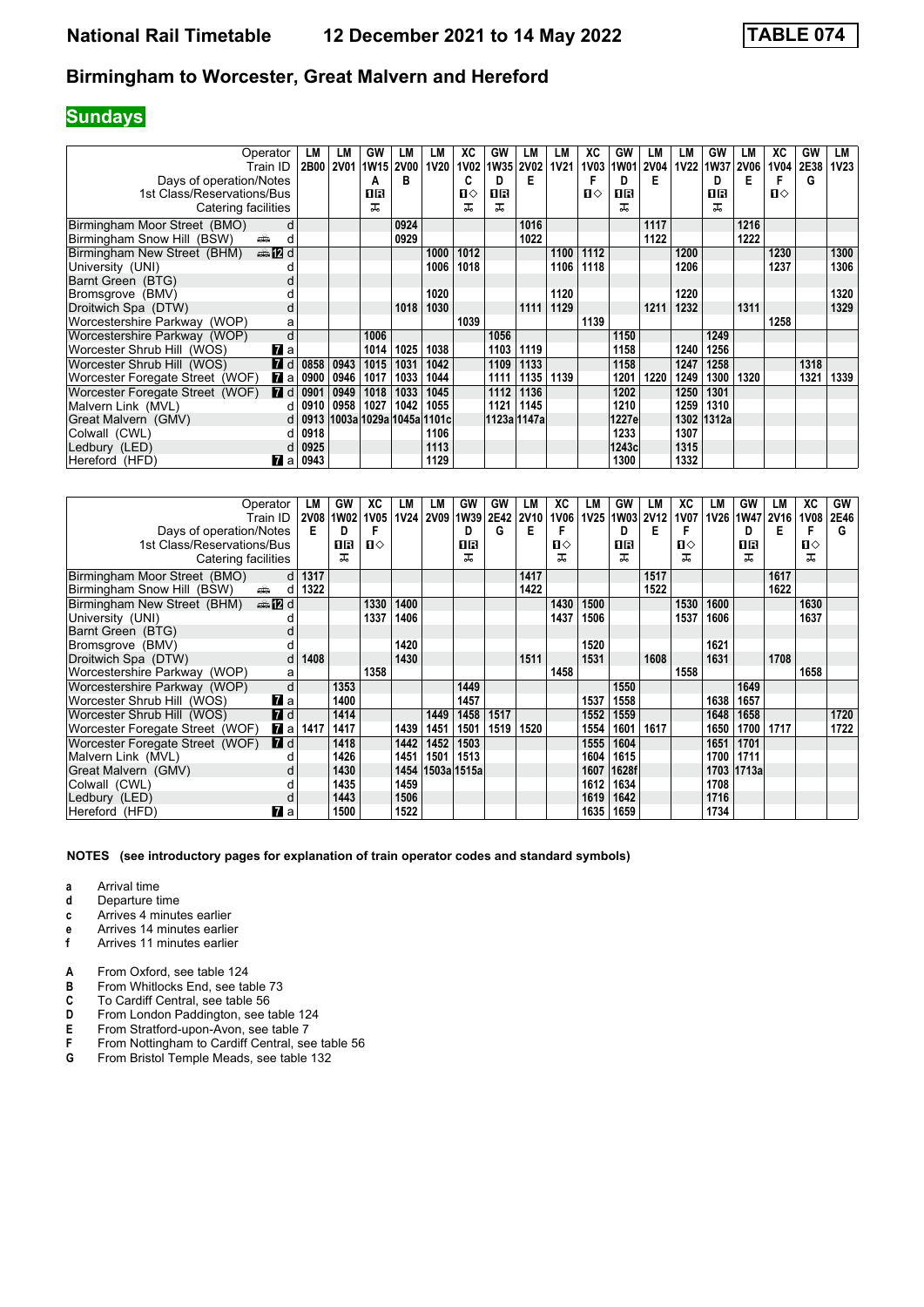# National Rail Timetable    12 December 2021 to 14 May 2022    TABLE 074

## Birmingham to Worcester, Great Malvern and Hereford

**Sundays**

| Operator | | LM | LM | GW | LM | LM | XC | GW | LM | LM | XC | GW | LM | LM | GW | LM | XC | GW | LM |
|---|---|---|---|---|---|---|---|---|---|---|---|---|---|---|---|---|---|---|---|
| Train ID | | 2B00 | 2V01 | 1W15 | 2V00 | 1V20 | 1V02 | 1W35 | 2V02 | 1V21 | 1V03 | 1W01 | 2V04 | 1V22 | 1W37 | 2V06 | 1V04 | 2E38 | 1V23 |
| Days of operation/Notes | | | | A | B | | C | D | E | | F | D | E | | D | E | F | G | |
| 1st Class/Reservations/Bus | | | | 1R | | | 1◇ | 1R | | | 1◇ | 1R | | | 1R | | 1◇ | | |
| Catering facilities | | | | ⊼ | | | ⊼ | ⊼ | | | | ⊼ | | | ⊼ | | | | |
| Birmingham Moor Street (BMO) | d | | | | 0924 | | | | 1016 | | | | 1117 | | | 1216 | | | |
| Birmingham Snow Hill (BSW) | d | | | | 0929 | | | | 1022 | | | | 1122 | | | 1222 | | | |
| Birmingham New Street (BHM) | d | | | | | 1000 | 1012 | | | 1100 | 1112 | | | 1200 | | | 1230 | | 1300 |
| University (UNI) | d | | | | | 1006 | 1018 | | | 1106 | 1118 | | | 1206 | | | 1237 | | 1306 |
| Barnt Green (BTG) | d | | | | | | | | | | | | | | | | | | |
| Bromsgrove (BMV) | d | | | | | 1020 | | | | 1120 | | | | 1220 | | | | | 1320 |
| Droitwich Spa (DTW) | d | | | | 1018 | 1030 | | | 1111 | 1129 | | | 1211 | 1232 | | 1311 | | | 1329 |
| Worcestershire Parkway (WOP) | a | | | | | | 1039 | | | | 1139 | | | | | | 1258 | | |
| Worcestershire Parkway (WOP) | d | | | 1006 | | | | 1056 | | | | 1150 | | | 1249 | | | | |
| Worcester Shrub Hill (WOS) | 7 a | | | 1014 | 1025 | 1038 | | 1103 | 1119 | | | 1158 | | 1240 | 1256 | | | | |
| Worcester Shrub Hill (WOS) | 7 d | 0858 | 0943 | 1015 | 1031 | 1042 | | 1109 | 1133 | | | 1158 | | 1247 | 1258 | | | 1318 | |
| Worcester Foregate Street (WOF) | 7 a | 0900 | 0946 | 1017 | 1033 | 1044 | | 1111 | 1135 | 1139 | | 1201 | 1220 | 1249 | 1300 | 1320 | | 1321 | 1339 |
| Worcester Foregate Street (WOF) | 7 d | 0901 | 0949 | 1018 | 1033 | 1045 | | 1112 | 1136 | | | 1202 | | 1250 | 1301 | | | | |
| Malvern Link (MVL) | d | 0910 | 0958 | 1027 | 1042 | 1055 | | 1121 | 1145 | | | 1210 | | 1259 | 1310 | | | | |
| Great Malvern (GMV) | d | 0913 | 1003a | 1029a | 1045a | 1101c | | 1123a | 1147a | | | 1227e | | 1302 | 1312a | | | | |
| Colwall (CWL) | d | 0918 | | | | 1106 | | | | | | 1233 | | 1307 | | | | | |
| Ledbury (LED) | d | 0925 | | | | 1113 | | | | | | 1243c | | 1315 | | | | | |
| Hereford (HFD) | 7 a | 0943 | | | | 1129 | | | | | | 1300 | | 1332 | | | | | |

| Operator | | LM | GW | XC | LM | LM | GW | GW | LM | XC | LM | GW | LM | XC | LM | GW | LM | XC | GW |
|---|---|---|---|---|---|---|---|---|---|---|---|---|---|---|---|---|---|---|---|
| Train ID | | 2V08 | 1W02 | 1V05 | 1V24 | 2V09 | 1W39 | 2E42 | 2V10 | 1V06 | 1V25 | 1W03 | 2V12 | 1V07 | 1V26 | 1W47 | 2V16 | 1V08 | 2E46 |
| Days of operation/Notes | | E | D | F | | | D | G | E | F | | D | E | F | | D | E | F | G |
| 1st Class/Reservations/Bus | | | 1R | 1◇ | | | 1R | | | 1◇ | | 1R | | 1◇ | | 1R | | 1◇ | |
| Catering facilities | | | ⊼ | | | | ⊼ | | | ⊼ | | ⊼ | | ⊼ | | ⊼ | | ⊼ | |
| Birmingham Moor Street (BMO) | d | 1317 | | | | | | | 1417 | | | | 1517 | | | | 1617 | | |
| Birmingham Snow Hill (BSW) | d | 1322 | | | | | | | 1422 | | | | 1522 | | | | 1622 | | |
| Birmingham New Street (BHM) | d | | | 1330 | 1400 | | | | | 1430 | 1500 | | | 1530 | 1600 | | | 1630 | |
| University (UNI) | d | | | 1337 | 1406 | | | | | 1437 | 1506 | | | 1537 | 1606 | | | 1637 | |
| Barnt Green (BTG) | d | | | | | | | | | | | | | | | | | | |
| Bromsgrove (BMV) | d | | | | 1420 | | | | | | 1520 | | | | 1621 | | | | |
| Droitwich Spa (DTW) | d | 1408 | | | 1430 | | | | 1511 | | 1531 | | 1608 | | 1631 | | 1708 | | |
| Worcestershire Parkway (WOP) | a | | | 1358 | | | | | | 1458 | | | | 1558 | | | | 1658 | |
| Worcestershire Parkway (WOP) | d | | 1353 | | | | 1449 | | | | | 1550 | | | | 1649 | | | |
| Worcester Shrub Hill (WOS) | 7 a | | 1400 | | | | 1457 | | | | 1537 | 1558 | | | 1638 | 1657 | | | |
| Worcester Shrub Hill (WOS) | 7 d | | 1414 | | | 1449 | 1458 | 1517 | | | 1552 | 1559 | | | 1648 | 1658 | | | 1720 |
| Worcester Foregate Street (WOF) | 7 a | 1417 | 1417 | | 1439 | 1451 | 1501 | 1519 | 1520 | | 1554 | 1601 | 1617 | | 1650 | 1700 | 1717 | | 1722 |
| Worcester Foregate Street (WOF) | 7 d | | 1418 | | 1442 | 1452 | 1503 | | | | 1555 | 1604 | | | 1651 | 1701 | | | |
| Malvern Link (MVL) | d | | 1426 | | 1451 | 1501 | 1513 | | | | 1604 | 1615 | | | 1700 | 1711 | | | |
| Great Malvern (GMV) | d | | 1430 | | 1454 | 1503a | 1515a | | | | 1607 | 1628f | | | 1703 | 1713a | | | |
| Colwall (CWL) | d | | 1435 | | 1459 | | | | | | 1612 | 1634 | | | 1708 | | | | |
| Ledbury (LED) | d | | 1443 | | 1506 | | | | | | 1619 | 1642 | | | 1716 | | | | |
| Hereford (HFD) | 7 a | | 1500 | | 1522 | | | | | | 1635 | 1659 | | | 1734 | | | | |

**NOTES (see introductory pages for explanation of train operator codes and standard symbols)**

- **a** Arrival time
- **d** Departure time
- **c** Arrives 4 minutes earlier
- **e** Arrives 14 minutes earlier
- **f** Arrives 11 minutes earlier

- **A** From Oxford, see table 124
- **B** From Whitlocks End, see table 73
- **C** To Cardiff Central, see table 56
- **D** From London Paddington, see table 124
- **E** From Stratford-upon-Avon, see table 7
- **F** From Nottingham to Cardiff Central, see table 56
- **G** From Bristol Temple Meads, see table 132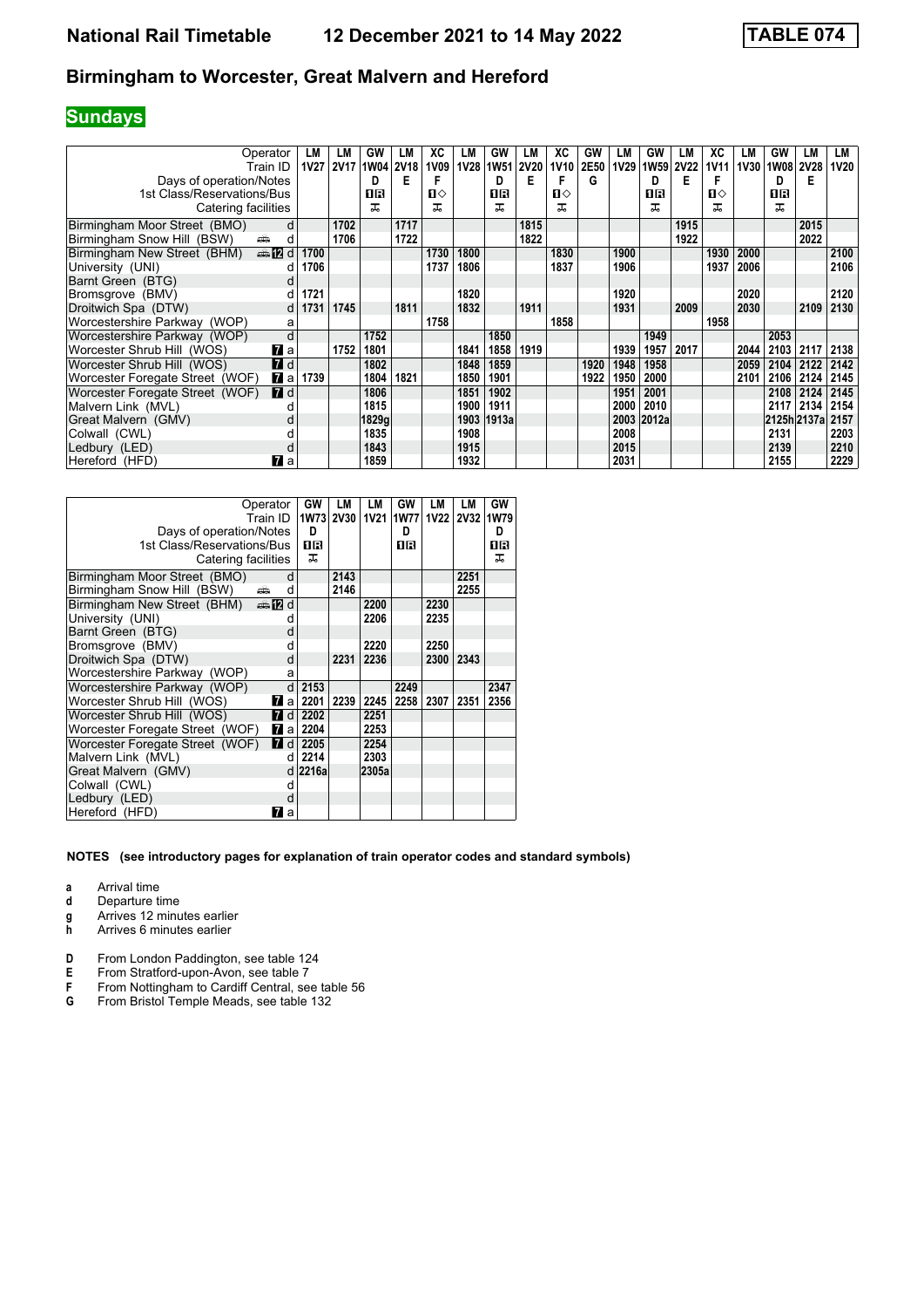# National Rail Timetable 12 December 2021 to 14 May 2022 TABLE 074

## Birmingham to Worcester, Great Malvern and Hereford

### Sundays

| Operator | | LM | LM | GW | LM | XC | LM | GW | LM | XC | GW | LM | GW | LM | XC | LM | GW | LM | LM |
|---|---|---|---|---|---|---|---|---|---|---|---|---|---|---|---|---|---|---|---|
| Train ID | | 1V27 | 2V17 | 1W04 | 2V18 | 1V09 | 1V28 | 1W51 | 2V20 | 1V10 | 2E50 | 1V29 | 1W59 | 2V22 | 1V11 | 1V30 | 1W08 | 2V28 | 1V20 |
| Days of operation/Notes | | | | D | E | F | | D | E | F | G | | D | E | F | | D | E | |
| 1st Class/Reservations/Bus | | | | 1R | | 1◇ | | 1R | | 1◇ | | | 1R | | 1◇ | | 1R | | |
| Catering facilities | | | | ⊼ | | ⊼ | | ⊼ | | ⊼ | | | ⊼ | | ⊼ | | ⊼ | | |
| Birmingham Moor Street (BMO) | d | | 1702 | | 1717 | | | | 1815 | | | | | 1915 | | | | 2015 | |
| Birmingham Snow Hill (BSW) | d | | 1706 | | 1722 | | | | 1822 | | | | | 1922 | | | | 2022 | |
| Birmingham New Street (BHM) | 12 d | 1700 | | | | 1730 | 1800 | | | 1830 | | 1900 | | | 1930 | 2000 | | | 2100 |
| University (UNI) | d | 1706 | | | | 1737 | 1806 | | | 1837 | | 1906 | | | 1937 | 2006 | | | 2106 |
| Barnt Green (BTG) | d | | | | | | | | | | | | | | | | | | |
| Bromsgrove (BMV) | d | 1721 | | | | | 1820 | | | | | 1920 | | | | 2020 | | | 2120 |
| Droitwich Spa (DTW) | d | 1731 | 1745 | | 1811 | | 1832 | | 1911 | | | 1931 | | 2009 | | 2030 | | 2109 | 2130 |
| Worcestershire Parkway (WOP) | a | | | | | 1758 | | | | 1858 | | | | | 1958 | | | | |
| Worcestershire Parkway (WOP) | d | | | 1752 | | | | 1850 | | | | | 1949 | | | | 2053 | | |
| Worcester Shrub Hill (WOS) | 7 a | | 1752 | 1801 | | | 1841 | 1858 | 1919 | | | 1939 | 1957 | 2017 | | 2044 | 2103 | 2117 | 2138 |
| Worcester Shrub Hill (WOS) | 7 d | | | 1802 | | | 1848 | 1859 | | | 1920 | 1948 | 1958 | | | 2059 | 2104 | 2122 | 2142 |
| Worcester Foregate Street (WOF) | 7 a | 1739 | | 1804 | 1821 | | 1850 | 1901 | | | 1922 | 1950 | 2000 | | | 2101 | 2106 | 2124 | 2145 |
| Worcester Foregate Street (WOF) | 7 d | | | 1806 | | | 1851 | 1902 | | | | 1951 | 2001 | | | | 2108 | 2124 | 2145 |
| Malvern Link (MVL) | d | | | 1815 | | | 1900 | 1911 | | | | 2000 | 2010 | | | | 2117 | 2134 | 2154 |
| Great Malvern (GMV) | d | | | 1829g | | | 1903 | 1913a | | | | 2003 | 2012a | | | | 2125h | 2137a | 2157 |
| Colwall (CWL) | d | | | 1835 | | | 1908 | | | | | 2008 | | | | | 2131 | | 2203 |
| Ledbury (LED) | d | | | 1843 | | | 1915 | | | | | 2015 | | | | | 2139 | | 2210 |
| Hereford (HFD) | 7 a | | | 1859 | | | 1932 | | | | | 2031 | | | | | 2155 | | 2229 |

| Operator | | GW | LM | LM | GW | LM | LM | GW |
|---|---|---|---|---|---|---|---|---|
| Train ID | | 1W73 | 2V30 | 1V21 | 1W77 | 1V22 | 2V32 | 1W79 |
| Days of operation/Notes | | D | | | D | | | D |
| 1st Class/Reservations/Bus | | 1R | | | 1R | | | 1R |
| Catering facilities | | ⊼ | | | | | | ⊼ |
| Birmingham Moor Street (BMO) | d | | 2143 | | | | 2251 | |
| Birmingham Snow Hill (BSW) | d | | 2146 | | | | 2255 | |
| Birmingham New Street (BHM) | 12 d | | | 2200 | | 2230 | | |
| University (UNI) | d | | | 2206 | | 2235 | | |
| Barnt Green (BTG) | d | | | | | | | |
| Bromsgrove (BMV) | d | | | 2220 | | 2250 | | |
| Droitwich Spa (DTW) | d | | 2231 | 2236 | | 2300 | 2343 | |
| Worcestershire Parkway (WOP) | a | | | | | | | |
| Worcestershire Parkway (WOP) | d | 2153 | | | 2249 | | | 2347 |
| Worcester Shrub Hill (WOS) | 7 a | 2201 | 2239 | 2245 | 2258 | 2307 | 2351 | 2356 |
| Worcester Shrub Hill (WOS) | 7 d | 2202 | | 2251 | | | | |
| Worcester Foregate Street (WOF) | 7 a | 2204 | | 2253 | | | | |
| Worcester Foregate Street (WOF) | 7 d | 2205 | | 2254 | | | | |
| Malvern Link (MVL) | d | 2214 | | 2303 | | | | |
| Great Malvern (GMV) | d | 2216a | | 2305a | | | | |
| Colwall (CWL) | d | | | | | | | |
| Ledbury (LED) | d | | | | | | | |
| Hereford (HFD) | 7 a | | | | | | | |

**NOTES (see introductory pages for explanation of train operator codes and standard symbols)**

- **a** Arrival time
- **d** Departure time
- **g** Arrives 12 minutes earlier
- **h** Arrives 6 minutes earlier

- **D** From London Paddington, see table 124
- **E** From Stratford-upon-Avon, see table 7
- **F** From Nottingham to Cardiff Central, see table 56
- **G** From Bristol Temple Meads, see table 132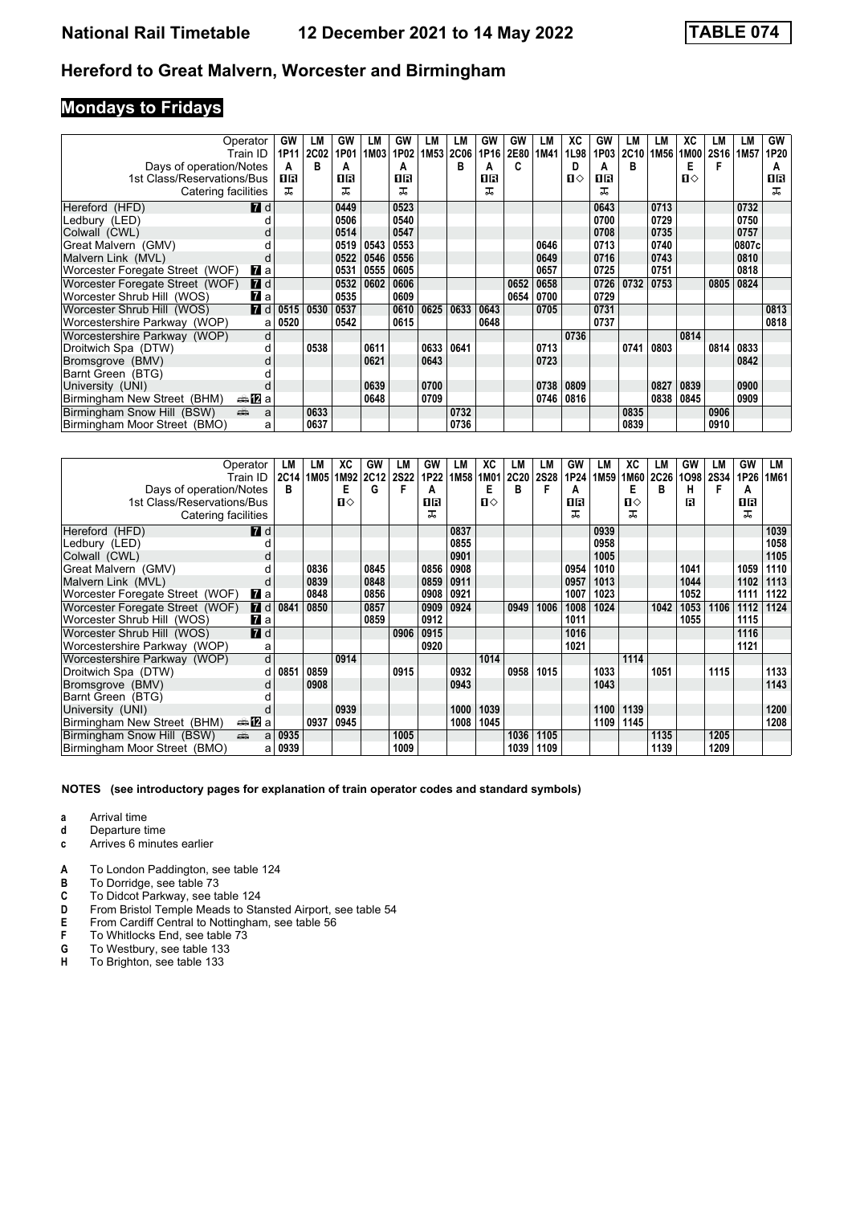# National Rail Timetable 12 December 2021 to 14 May 2022 TABLE 074

## Hereford to Great Malvern, Worcester and Birmingham

### Mondays to Fridays

| Operator | | GW | LM | GW | LM | GW | LM | LM | GW | GW | LM | XC | GW | LM | LM | XC | LM | LM | GW |
|---|---|---|---|---|---|---|---|---|---|---|---|---|---|---|---|---|---|---|---|
| Train ID | | 1P11 | 2C02 | 1P01 | 1M03 | 1P02 | 1M53 | 2C06 | 1P16 | 2E80 | 1M41 | 1L98 | 1P03 | 2C10 | 1M56 | 1M00 | 2S16 | 1M57 | 1P20 |
| Days of operation/Notes | | A | B | A | | A | | B | A | C | | D | A | B | | E | F | | A |
| 1st Class/Reservations/Bus | | 1R | | 1R | | 1R | | | 1R | | | 1◇ | 1R | | | 1◇ | | | 1R |
| Catering facilities | | ᚹ | | ᚹ | | ᚹ | | | ᚹ | | | | ᚹ | | | | | | ᚹ |
| Hereford (HFD) | 7 d | | | 0449 | | 0523 | | | | | | | 0643 | | 0713 | | | 0732 | |
| Ledbury (LED) | d | | | 0506 | | 0540 | | | | | | | 0700 | | 0729 | | | 0750 | |
| Colwall (CWL) | d | | | 0514 | | 0547 | | | | | | | 0708 | | 0735 | | | 0757 | |
| Great Malvern (GMV) | d | | | 0519 | 0543 | 0553 | | | | | 0646 | | 0713 | | 0740 | | | 0807c | |
| Malvern Link (MVL) | d | | | 0522 | 0546 | 0556 | | | | | 0649 | | 0716 | | 0743 | | | 0810 | |
| Worcester Foregate Street (WOF) | 7 a | | | 0531 | 0555 | 0605 | | | | | 0657 | | 0725 | | 0751 | | | 0818 | |
| Worcester Foregate Street (WOF) | 7 d | | | 0532 | 0602 | 0606 | | | | 0652 | 0658 | | 0726 | 0732 | 0753 | | 0805 | 0824 | |
| Worcester Shrub Hill (WOS) | 7 a | | | 0535 | | 0609 | | | | 0654 | 0700 | | 0729 | | | | | | |
| Worcester Shrub Hill (WOS) | 7 d | 0515 | 0530 | 0537 | | 0610 | 0625 | 0633 | 0643 | | 0705 | | 0731 | | | | | | 0813 |
| Worcestershire Parkway (WOP) | a | 0520 | | 0542 | | 0615 | | | 0648 | | | | 0737 | | | | | | 0818 |
| Worcestershire Parkway (WOP) | d | | | | | | | | | | | 0736 | | | | 0814 | | | |
| Droitwich Spa (DTW) | d | | 0538 | | 0611 | | 0633 | 0641 | | | 0713 | | | 0741 | 0803 | | 0814 | 0833 | |
| Bromsgrove (BMV) | d | | | | 0621 | | 0643 | | | | 0723 | | | | | | | 0842 | |
| Barnt Green (BTG) | d | | | | | | | | | | | | | | | | | | |
| University (UNI) | d | | | | 0639 | | 0700 | | | | 0738 | 0809 | | | 0827 | 0839 | | 0900 | |
| Birmingham New Street (BHM) | 12 a | | | | 0648 | | 0709 | | | | 0746 | 0816 | | | 0838 | 0845 | | 0909 | |
| Birmingham Snow Hill (BSW) | a | | 0633 | | | | | 0732 | | | | | | 0835 | | | 0906 | | |
| Birmingham Moor Street (BMO) | a | | 0637 | | | | | 0736 | | | | | | 0839 | | | 0910 | | |

| Operator | | LM | LM | XC | GW | LM | GW | LM | XC | LM | LM | GW | LM | XC | LM | GW | LM | GW | LM |
|---|---|---|---|---|---|---|---|---|---|---|---|---|---|---|---|---|---|---|---|
| Train ID | | 2C14 | 1M05 | 1M92 | 2C12 | 2S22 | 1P22 | 1M58 | 1M01 | 2C20 | 2S28 | 1P24 | 1M59 | 1M60 | 2C26 | 1O98 | 2S34 | 1P26 | 1M61 |
| Days of operation/Notes | | B | | E | G | F | A | | E | B | F | A | | E | B | H | F | A | |
| 1st Class/Reservations/Bus | | | | 1◇ | | | 1R | | 1◇ | | | 1R | | 1◇ | | R | | 1R | |
| Catering facilities | | | | | | | ᚹ | | | | | ᚹ | | ᚹ | | | | ᚹ | |
| Hereford (HFD) | 7 d | | | | | | | 0837 | | | | | 0939 | | | | | | 1039 |
| Ledbury (LED) | d | | | | | | | 0855 | | | | | 0958 | | | | | | 1058 |
| Colwall (CWL) | d | | | | | | | 0901 | | | | | 1005 | | | | | | 1105 |
| Great Malvern (GMV) | d | | 0836 | | 0845 | | 0856 | 0908 | | | | 0954 | 1010 | | | 1041 | | 1059 | 1110 |
| Malvern Link (MVL) | d | | 0839 | | 0848 | | 0859 | 0911 | | | | 0957 | 1013 | | | 1044 | | 1102 | 1113 |
| Worcester Foregate Street (WOF) | 7 a | | 0848 | | 0856 | | 0908 | 0921 | | | | 1007 | 1023 | | | 1052 | | 1111 | 1122 |
| Worcester Foregate Street (WOF) | 7 d | 0841 | 0850 | | 0857 | | 0909 | 0924 | | 0949 | 1006 | 1008 | 1024 | | 1042 | 1053 | 1106 | 1112 | 1124 |
| Worcester Shrub Hill (WOS) | 7 a | | | | 0859 | | 0912 | | | | | 1011 | | | | 1055 | | 1115 | |
| Worcester Shrub Hill (WOS) | 7 d | | | | | 0906 | 0915 | | | | | 1016 | | | | | | 1116 | |
| Worcestershire Parkway (WOP) | a | | | | | | 0920 | | | | | 1021 | | | | | | 1121 | |
| Worcestershire Parkway (WOP) | d | | | 0914 | | | | | 1014 | | | | | 1114 | | | | | |
| Droitwich Spa (DTW) | d | 0851 | 0859 | | | 0915 | | 0932 | | 0958 | 1015 | | 1033 | | 1051 | | 1115 | | 1133 |
| Bromsgrove (BMV) | d | | 0908 | | | | | 0943 | | | | | 1043 | | | | | | 1143 |
| Barnt Green (BTG) | d | | | | | | | | | | | | | | | | | | |
| University (UNI) | d | | | 0939 | | | | 1000 | 1039 | | | | 1100 | 1139 | | | | | 1200 |
| Birmingham New Street (BHM) | 12 a | | 0937 | 0945 | | | | 1008 | 1045 | | | | 1109 | 1145 | | | | | 1208 |
| Birmingham Snow Hill (BSW) | a | 0935 | | | | 1005 | | | | 1036 | 1105 | | | | 1135 | | 1205 | | |
| Birmingham Moor Street (BMO) | a | 0939 | | | | 1009 | | | | 1039 | 1109 | | | | 1139 | | 1209 | | |

**NOTES (see introductory pages for explanation of train operator codes and standard symbols)**

- **a** Arrival time
- **d** Departure time
- **c** Arrives 6 minutes earlier

- **A** To London Paddington, see table 124
- **B** To Dorridge, see table 73
- **C** To Didcot Parkway, see table 124
- **D** From Bristol Temple Meads to Stansted Airport, see table 54
- **E** From Cardiff Central to Nottingham, see table 56
- **F** To Whitlocks End, see table 73
- **G** To Westbury, see table 133
- **H** To Brighton, see table 133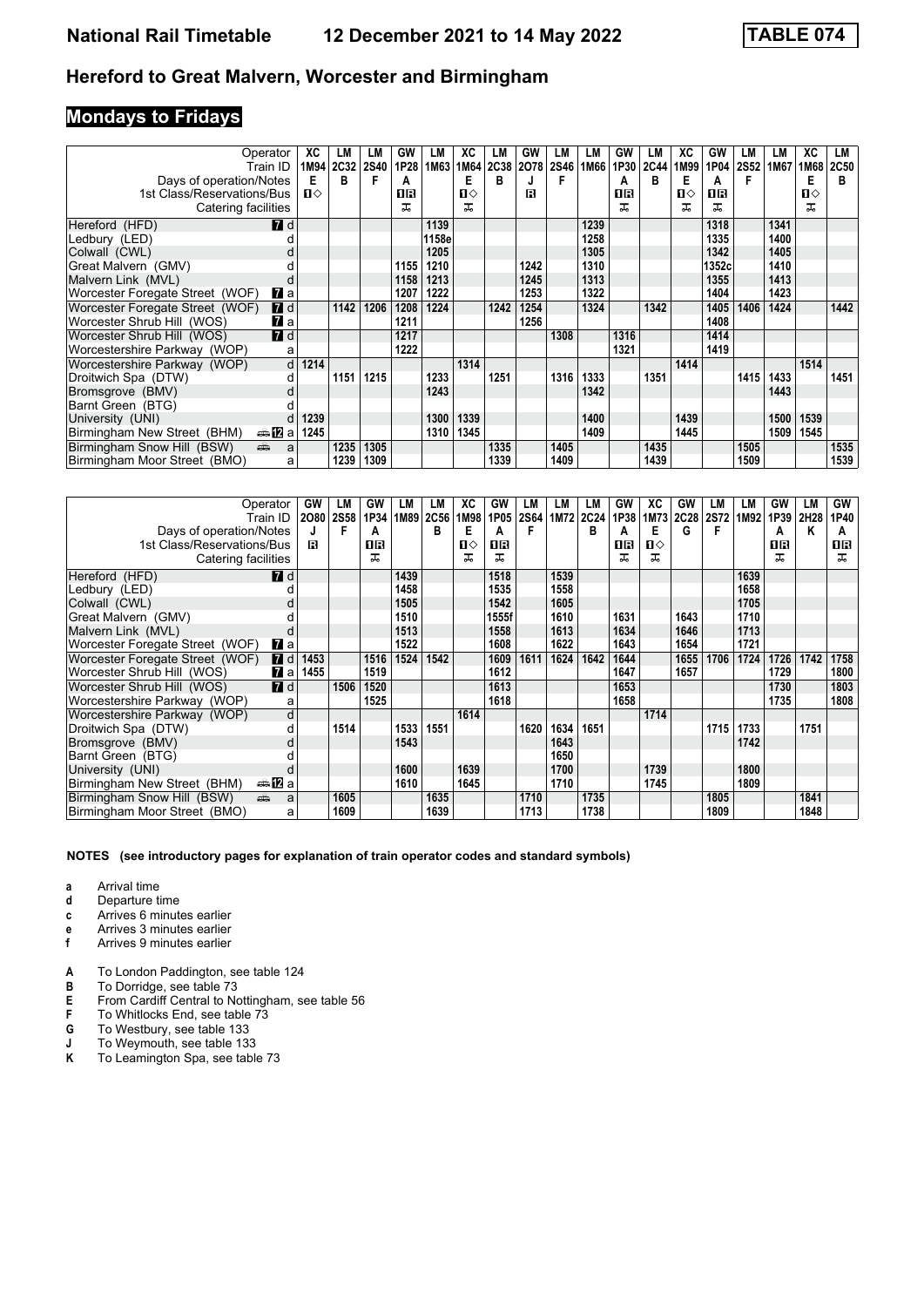# National Rail Timetable 12 December 2021 to 14 May 2022 TABLE 074

## Hereford to Great Malvern, Worcester and Birmingham

### Mondays to Fridays

| Operator | | XC | LM | LM | GW | LM | XC | LM | GW | LM | LM | GW | LM | XC | GW | LM | LM | XC | LM |
|---|---|---|---|---|---|---|---|---|---|---|---|---|---|---|---|---|---|---|---|
| Train ID | | 1M94 | 2C32 | 2S40 | 1P28 | 1M63 | 1M64 | 2C38 | 2O78 | 2S46 | 1M66 | 1P30 | 2C44 | 1M99 | 1P04 | 2S52 | 1M67 | 1M68 | 2C50 |
| Days of operation/Notes | | E | B | F | A | | E | B | J | F | | A | B | E | A | F | | E | B |
| 1st Class/Reservations/Bus | | ■◇ | | | ■R | | ■◇ | | R | | | ■R | | ■◇ | ■R | | | ■◇ | |
| Catering facilities | | | | | ⊼ | | ⊼ | | | | | ⊼ | | ⊼ | ⊼ | | | ⊼ | |
| Hereford (HFD) | 7 d | | | | | 1139 | | | | | 1239 | | | | 1318 | | 1341 | | |
| Ledbury (LED) | d | | | | | 1158e | | | | | 1258 | | | | 1335 | | 1400 | | |
| Colwall (CWL) | d | | | | | 1205 | | | | | 1305 | | | | 1342 | | 1405 | | |
| Great Malvern (GMV) | d | | | | 1155 | 1210 | | | 1242 | | 1310 | | | | 1352c | | 1410 | | |
| Malvern Link (MVL) | d | | | | 1158 | 1213 | | | 1245 | | 1313 | | | | 1355 | | 1413 | | |
| Worcester Foregate Street (WOF) | 7 a | | | | 1207 | 1222 | | | 1253 | | 1322 | | | | 1404 | | 1423 | | |
| Worcester Foregate Street (WOF) | 7 d | | 1142 | 1206 | 1208 | 1224 | | 1242 | 1254 | | 1324 | | 1342 | | 1405 | 1406 | 1424 | | 1442 |
| Worcester Shrub Hill (WOS) | 7 a | | | | 1211 | | | | 1256 | | | | | | 1408 | | | | |
| Worcester Shrub Hill (WOS) | 7 d | | | | 1217 | | | | | 1308 | | 1316 | | | 1414 | | | | |
| Worcestershire Parkway (WOP) | a | | | | 1222 | | | | | | | 1321 | | | 1419 | | | | |
| Worcestershire Parkway (WOP) | d | 1214 | | | | | 1314 | | | | | | | 1414 | | | | 1514 | |
| Droitwich Spa (DTW) | d | | 1151 | 1215 | | 1233 | | 1251 | | 1316 | 1333 | | 1351 | | | 1415 | 1433 | | 1451 |
| Bromsgrove (BMV) | d | | | | | 1243 | | | | | 1342 | | | | | | 1443 | | |
| Barnt Green (BTG) | d | | | | | | | | | | | | | | | | | | |
| University (UNI) | d | 1239 | | | | 1300 | 1339 | | | | 1400 | | | 1439 | | | 1500 | 1539 | |
| Birmingham New Street (BHM) | 12 a | 1245 | | | | 1310 | 1345 | | | | 1409 | | | 1445 | | | 1509 | 1545 | |
| Birmingham Snow Hill (BSW) | a | | 1235 | 1305 | | | | 1335 | | 1405 | | | 1435 | | | 1505 | | | 1535 |
| Birmingham Moor Street (BMO) | a | | 1239 | 1309 | | | | 1339 | | 1409 | | | 1439 | | | 1509 | | | 1539 |

| Operator | | GW | LM | GW | LM | LM | XC | GW | LM | LM | LM | GW | XC | GW | LM | LM | GW | LM | GW |
|---|---|---|---|---|---|---|---|---|---|---|---|---|---|---|---|---|---|---|---|
| Train ID | | 2O80 | 2S58 | 1P34 | 1M89 | 2C56 | 1M98 | 1P05 | 2S64 | 1M72 | 2C24 | 1P38 | 1M73 | 2C28 | 2S72 | 1M92 | 1P39 | 2H28 | 1P40 |
| Days of operation/Notes | | J | F | A | | B | E | A | F | | B | A | E | G | F | | A | K | A |
| 1st Class/Reservations/Bus | | R | | ■R | | | ■◇ | ■R | | | | ■R | ■◇ | | | | ■R | | ■R |
| Catering facilities | | | | ⊼ | | | ⊼ | ⊼ | | | | ⊼ | ⊼ | | | | ⊼ | | ⊼ |
| Hereford (HFD) | 7 d | | | | 1439 | | | 1518 | | 1539 | | | | | | 1639 | | | |
| Ledbury (LED) | d | | | | 1458 | | | 1535 | | 1558 | | | | | | 1658 | | | |
| Colwall (CWL) | d | | | | 1505 | | | 1542 | | 1605 | | | | | | 1705 | | | |
| Great Malvern (GMV) | d | | | | 1510 | | | 1555f | | 1610 | | 1631 | | 1643 | | 1710 | | | |
| Malvern Link (MVL) | d | | | | 1513 | | | 1558 | | 1613 | | 1634 | | 1646 | | 1713 | | | |
| Worcester Foregate Street (WOF) | 7 a | | | | 1522 | | | 1608 | | 1622 | | 1643 | | 1654 | | 1721 | | | |
| Worcester Foregate Street (WOF) | 7 d | 1453 | | 1516 | 1524 | 1542 | | 1609 | 1611 | 1624 | 1642 | 1644 | | 1655 | 1706 | 1724 | 1726 | 1742 | 1758 |
| Worcester Shrub Hill (WOS) | 7 a | 1455 | | 1519 | | | | 1612 | | | | 1647 | | 1657 | | | 1729 | | 1800 |
| Worcester Shrub Hill (WOS) | 7 d | | 1506 | 1520 | | | | 1613 | | | | 1653 | | | | | 1730 | | 1803 |
| Worcestershire Parkway (WOP) | a | | | 1525 | | | | 1618 | | | | 1658 | | | | | 1735 | | 1808 |
| Worcestershire Parkway (WOP) | d | | | | | | 1614 | | | | | | 1714 | | | | | | |
| Droitwich Spa (DTW) | d | | 1514 | | 1533 | 1551 | | | 1620 | 1634 | 1651 | | | | 1715 | 1733 | | 1751 | |
| Bromsgrove (BMV) | d | | | | 1543 | | | | | 1643 | | | | | | 1742 | | | |
| Barnt Green (BTG) | d | | | | | | | | | 1650 | | | | | | | | | |
| University (UNI) | d | | | | 1600 | | 1639 | | | 1700 | | | 1739 | | | 1800 | | | |
| Birmingham New Street (BHM) | 12 a | | | | 1610 | | 1645 | | | 1710 | | | 1745 | | | 1809 | | | |
| Birmingham Snow Hill (BSW) | a | | 1605 | | | 1635 | | | 1710 | | 1735 | | | | 1805 | | | 1841 | |
| Birmingham Moor Street (BMO) | a | | 1609 | | | 1639 | | | 1713 | | 1738 | | | | 1809 | | | 1848 | |

**NOTES (see introductory pages for explanation of train operator codes and standard symbols)**

- **a** Arrival time
- **d** Departure time
- **c** Arrives 6 minutes earlier
- **e** Arrives 3 minutes earlier
- **f** Arrives 9 minutes earlier

- **A** To London Paddington, see table 124
- **B** To Dorridge, see table 73
- **E** From Cardiff Central to Nottingham, see table 56
- **F** To Whitlocks End, see table 73
- **G** To Westbury, see table 133
- **J** To Weymouth, see table 133
- **K** To Leamington Spa, see table 73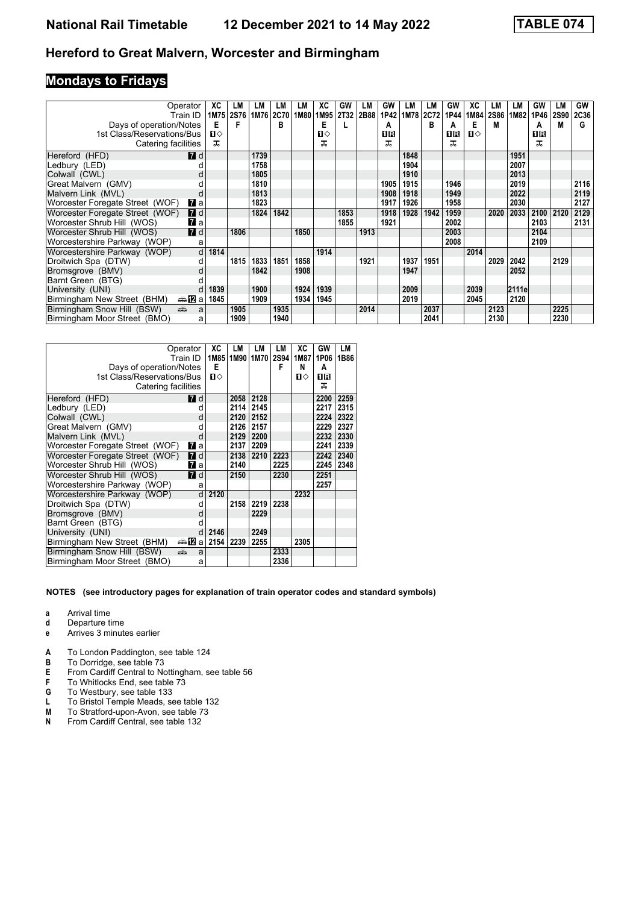# National Rail Timetable 12 December 2021 to 14 May 2022 — TABLE 074

## Hereford to Great Malvern, Worcester and Birmingham

### Mondays to Fridays

| Operator | | XC | LM | LM | LM | LM | XC | GW | LM | GW | LM | LM | GW | XC | LM | LM | GW | LM | GW |
|---|---|---|---|---|---|---|---|---|---|---|---|---|---|---|---|---|---|---|---|
| Train ID | | 1M75 | 2S76 | 1M76 | 2C70 | 1M80 | 1M95 | 2T32 | 2B88 | 1P42 | 1M78 | 2C72 | 1P44 | 1M84 | 2S86 | 1M82 | 1P46 | 2S90 | 2C36 |
| Days of operation/Notes | | E | F | | B | | E | L | | A | | B | A | E | M | | A | M | G |
| 1st Class/Reservations/Bus | | 1◇ | | | | | 1◇ | | | 1R | | | 1R | 1◇ | | | 1R | | |
| Catering facilities | | ⚹ | | | | | ⚹ | | | ⚹ | | | ⚹ | | | | ⚹ | | |
| Hereford (HFD) | 7 d | | | 1739 | | | | | | | 1848 | | | | | 1951 | | | |
| Ledbury (LED) | d | | | 1758 | | | | | | | 1904 | | | | | 2007 | | | |
| Colwall (CWL) | d | | | 1805 | | | | | | | 1910 | | | | | 2013 | | | |
| Great Malvern (GMV) | d | | | 1810 | | | | | | 1905 | 1915 | | 1946 | | | 2019 | | | 2116 |
| Malvern Link (MVL) | d | | | 1813 | | | | | | 1908 | 1918 | | 1949 | | | 2022 | | | 2119 |
| Worcester Foregate Street (WOF) | 7 a | | | 1823 | | | | | | 1917 | 1926 | | 1958 | | | 2030 | | | 2127 |
| Worcester Foregate Street (WOF) | 7 d | | | 1824 | 1842 | | | 1853 | | 1918 | 1928 | 1942 | 1959 | | 2020 | 2033 | 2100 | 2120 | 2129 |
| Worcester Shrub Hill (WOS) | 7 a | | | | | | | 1855 | | 1921 | | | 2002 | | | | 2103 | | 2131 |
| Worcester Shrub Hill (WOS) | 7 d | | 1806 | | | 1850 | | | 1913 | | | | 2003 | | | | 2104 | | |
| Worcestershire Parkway (WOP) | a | | | | | | | | | | | | 2008 | | | | 2109 | | |
| Worcestershire Parkway (WOP) | d | 1814 | | | | | 1914 | | | | | | | 2014 | | | | | |
| Droitwich Spa (DTW) | d | | 1815 | 1833 | 1851 | 1858 | | | 1921 | | 1937 | 1951 | | | 2029 | 2042 | | 2129 | |
| Bromsgrove (BMV) | d | | | 1842 | | 1908 | | | | | 1947 | | | | | 2052 | | | |
| Barnt Green (BTG) | d | | | | | | | | | | | | | | | | | | |
| University (UNI) | d | 1839 | | 1900 | | 1924 | 1939 | | | | 2009 | | | 2039 | | 2111e | | | |
| Birmingham New Street (BHM) | 12 a | 1845 | | 1909 | | 1934 | 1945 | | | | 2019 | | | 2045 | | 2120 | | | |
| Birmingham Snow Hill (BSW) | a | | 1905 | | 1935 | | | | 2014 | | | 2037 | | | 2123 | | | 2225 | |
| Birmingham Moor Street (BMO) | a | | 1909 | | 1940 | | | | | | | 2041 | | | 2130 | | | 2230 | |

| Operator | | XC | LM | LM | LM | XC | GW | LM |
|---|---|---|---|---|---|---|---|---|
| Train ID | | 1M85 | 1M90 | 1M70 | 2S94 | 1M87 | 1P06 | 1B86 |
| Days of operation/Notes | | E | | | F | N | A | |
| 1st Class/Reservations/Bus | | 1◇ | | | | 1◇ | 1R | |
| Catering facilities | | | | | | | ⚹ | |
| Hereford (HFD) | 7 d | | 2058 | 2128 | | | 2200 | 2259 |
| Ledbury (LED) | d | | 2114 | 2145 | | | 2217 | 2315 |
| Colwall (CWL) | d | | 2120 | 2152 | | | 2224 | 2322 |
| Great Malvern (GMV) | d | | 2126 | 2157 | | | 2229 | 2327 |
| Malvern Link (MVL) | d | | 2129 | 2200 | | | 2232 | 2330 |
| Worcester Foregate Street (WOF) | 7 a | | 2137 | 2209 | | | 2241 | 2339 |
| Worcester Foregate Street (WOF) | 7 d | | 2138 | 2210 | 2223 | | 2242 | 2340 |
| Worcester Shrub Hill (WOS) | 7 a | | 2140 | | 2225 | | 2245 | 2348 |
| Worcester Shrub Hill (WOS) | 7 d | | 2150 | | 2230 | | 2251 | |
| Worcestershire Parkway (WOP) | a | | | | | | 2257 | |
| Worcestershire Parkway (WOP) | d | 2120 | | | | 2232 | | |
| Droitwich Spa (DTW) | d | | 2158 | 2219 | 2238 | | | |
| Bromsgrove (BMV) | d | | | 2229 | | | | |
| Barnt Green (BTG) | d | | | | | | | |
| University (UNI) | d | 2146 | | 2249 | | | | |
| Birmingham New Street (BHM) | 12 a | 2154 | 2239 | 2255 | | 2305 | | |
| Birmingham Snow Hill (BSW) | a | | | | 2333 | | | |
| Birmingham Moor Street (BMO) | a | | | | 2336 | | | |

**NOTES (see introductory pages for explanation of train operator codes and standard symbols)**

- **a** Arrival time
- **d** Departure time
- **e** Arrives 3 minutes earlier

- **A** To London Paddington, see table 124
- **B** To Dorridge, see table 73
- **E** From Cardiff Central to Nottingham, see table 56
- **F** To Whitlocks End, see table 73
- **G** To Westbury, see table 133
- **L** To Bristol Temple Meads, see table 132
- **M** To Stratford-upon-Avon, see table 73
- **N** From Cardiff Central, see table 132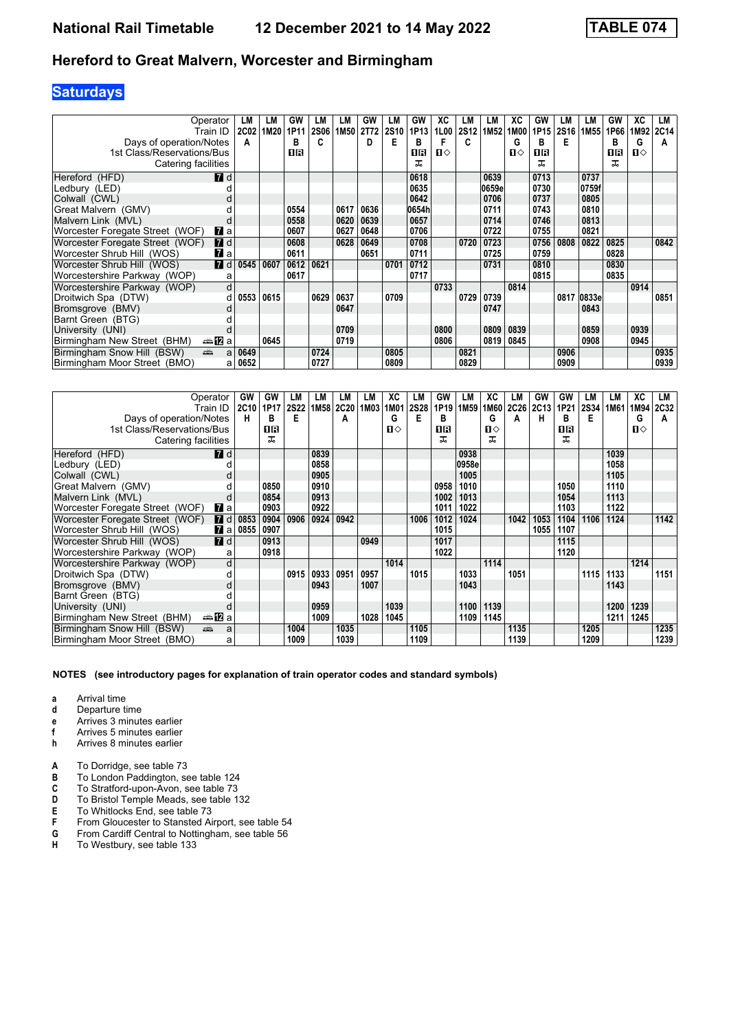## Hereford to Great Malvern, Worcester and Birmingham

### Saturdays

| Operator | LM | LM | GW | LM | LM | GW | LM | GW | XC | LM | LM | XC | GW | LM | LM | GW | XC | LM |
|---|---|---|---|---|---|---|---|---|---|---|---|---|---|---|---|---|---|---|
| Train ID | 2C02 | 1M20 | 1P11 | 2S06 | 1M50 | 2T72 | 2S10 | 1P13 | 1L00 | 2S12 | 1M52 | 1M00 | 1P15 | 2S16 | 1M55 | 1P66 | 1M92 | 2C14 |
| Days of operation/Notes | A | | B | C | | D | E | B | F | C | | G | B | E | | B | G | A |
| 1st Class/Reservations/Bus | | | 1R | | | | | 1R | 1◇ | | | 1◇ | 1R | | | 1R | 1◇ | |
| Catering facilities | | | | | | | | ⚲ | | | | | ⚲ | | | ⚲ | | |
| Hereford (HFD) 7 d | | | | | | | | 0618 | | | 0639 | | 0713 | | 0737 | | | |
| Ledbury (LED) d | | | | | | | | 0635 | | | 0659e | | 0730 | | 0759f | | | |
| Colwall (CWL) d | | | | | | | | 0642 | | | 0706 | | 0737 | | 0805 | | | |
| Great Malvern (GMV) d | | | 0554 | | 0617 | 0636 | | 0654h | | | 0711 | | 0743 | | 0810 | | | |
| Malvern Link (MVL) d | | | 0558 | | 0620 | 0639 | | 0657 | | | 0714 | | 0746 | | 0813 | | | |
| Worcester Foregate Street (WOF) 7 a | | | 0607 | | 0627 | 0648 | | 0706 | | | 0722 | | 0755 | | 0821 | | | |
| Worcester Foregate Street (WOF) 7 d | | | 0608 | | 0628 | 0649 | | 0708 | | 0720 | 0723 | | 0756 | 0808 | 0822 | 0825 | | 0842 |
| Worcester Shrub Hill (WOS) 7 a | | | 0611 | | | 0651 | | 0711 | | | 0725 | | 0759 | | | 0828 | | |
| Worcester Shrub Hill (WOS) 7 d | 0545 | 0607 | 0612 | 0621 | | | 0701 | 0712 | | | 0731 | | 0810 | | | 0830 | | |
| Worcestershire Parkway (WOP) a | | | 0617 | | | | | 0717 | | | | | 0815 | | | 0835 | | |
| Worcestershire Parkway (WOP) d | | | | | | | | | 0733 | | | 0814 | | | | | 0914 | |
| Droitwich Spa (DTW) d | 0553 | 0615 | | 0629 | 0637 | | 0709 | | | 0729 | 0739 | | | 0817 | 0833e | | | 0851 |
| Bromsgrove (BMV) d | | | | | 0647 | | | | | | 0747 | | | | 0843 | | | |
| Barnt Green (BTG) d | | | | | | | | | | | | | | | | | | |
| University (UNI) d | | | | | 0709 | | | | 0800 | | 0809 | 0839 | | | 0859 | | 0939 | |
| Birmingham New Street (BHM) 12 a | | 0645 | | | 0719 | | | | 0806 | | 0819 | 0845 | | | 0908 | | 0945 | |
| Birmingham Snow Hill (BSW) a | 0649 | | | 0724 | | | 0805 | | | 0821 | | | | 0906 | | | | 0935 |
| Birmingham Moor Street (BMO) a | 0652 | | | 0727 | | | 0809 | | | 0829 | | | | 0909 | | | | 0939 |

| Operator | GW | GW | LM | LM | LM | LM | XC | LM | GW | LM | XC | LM | GW | GW | LM | LM | XC | LM |
|---|---|---|---|---|---|---|---|---|---|---|---|---|---|---|---|---|---|---|
| Train ID | 2C10 | 1P17 | 2S22 | 1M58 | 2C20 | 1M03 | 1M01 | 2S28 | 1P19 | 1M59 | 1M60 | 2C26 | 2C13 | 1P21 | 2S34 | 1M61 | 1M94 | 2C32 |
| Days of operation/Notes | H | B | E | | A | | G | E | B | | G | A | H | B | E | | G | A |
| 1st Class/Reservations/Bus | | 1R | | | | | 1◇ | | 1R | | 1◇ | | | 1R | | | 1◇ | |
| Catering facilities | | ⚲ | | | | | | | ⚲ | | ⚲ | | | ⚲ | | | | |
| Hereford (HFD) 7 d | | | | 0839 | | | | | | 0938 | | | | | | 1039 | | |
| Ledbury (LED) d | | | | 0858 | | | | | | 0958e | | | | | | 1058 | | |
| Colwall (CWL) d | | | | 0905 | | | | | | 1005 | | | | | | 1105 | | |
| Great Malvern (GMV) d | | 0850 | | 0910 | | | | | 0958 | 1010 | | | | 1050 | | 1110 | | |
| Malvern Link (MVL) d | | 0854 | | 0913 | | | | | 1002 | 1013 | | | | 1054 | | 1113 | | |
| Worcester Foregate Street (WOF) 7 a | | 0903 | | 0922 | | | | | 1011 | 1022 | | | | 1103 | | 1122 | | |
| Worcester Foregate Street (WOF) 7 d | 0853 | 0904 | 0906 | 0924 | 0942 | | | 1006 | 1012 | 1024 | | 1042 | 1053 | 1104 | 1106 | 1124 | | 1142 |
| Worcester Shrub Hill (WOS) 7 a | 0855 | 0907 | | | | | | | 1015 | | | | 1055 | 1107 | | | | |
| Worcester Shrub Hill (WOS) 7 d | | 0913 | | | | 0949 | | | 1017 | | | | | 1115 | | | | |
| Worcestershire Parkway (WOP) a | | 0918 | | | | | | | 1022 | | | | | 1120 | | | | |
| Worcestershire Parkway (WOP) d | | | | | | | 1014 | | | | 1114 | | | | | | 1214 | |
| Droitwich Spa (DTW) d | | | 0915 | 0933 | 0951 | 0957 | | 1015 | | 1033 | | 1051 | | | 1115 | 1133 | | 1151 |
| Bromsgrove (BMV) d | | | | 0943 | | 1007 | | | | 1043 | | | | | | 1143 | | |
| Barnt Green (BTG) d | | | | | | | | | | | | | | | | | | |
| University (UNI) d | | | | 0959 | | | 1039 | | | 1100 | 1139 | | | | | 1200 | 1239 | |
| Birmingham New Street (BHM) 12 a | | | | 1009 | | 1028 | 1045 | | | 1109 | 1145 | | | | | 1211 | 1245 | |
| Birmingham Snow Hill (BSW) a | | | 1004 | | 1035 | | | 1105 | | | | 1135 | | | 1205 | | | 1235 |
| Birmingham Moor Street (BMO) a | | | 1009 | | 1039 | | | 1109 | | | | 1139 | | | 1209 | | | 1239 |

**NOTES (see introductory pages for explanation of train operator codes and standard symbols)**

- **a** Arrival time
- **d** Departure time
- **e** Arrives 3 minutes earlier
- **f** Arrives 5 minutes earlier
- **h** Arrives 8 minutes earlier

- **A** To Dorridge, see table 73
- **B** To London Paddington, see table 124
- **C** To Stratford-upon-Avon, see table 73
- **D** To Bristol Temple Meads, see table 132
- **E** To Whitlocks End, see table 73
- **F** From Gloucester to Stansted Airport, see table 54
- **G** From Cardiff Central to Nottingham, see table 56
- **H** To Westbury, see table 133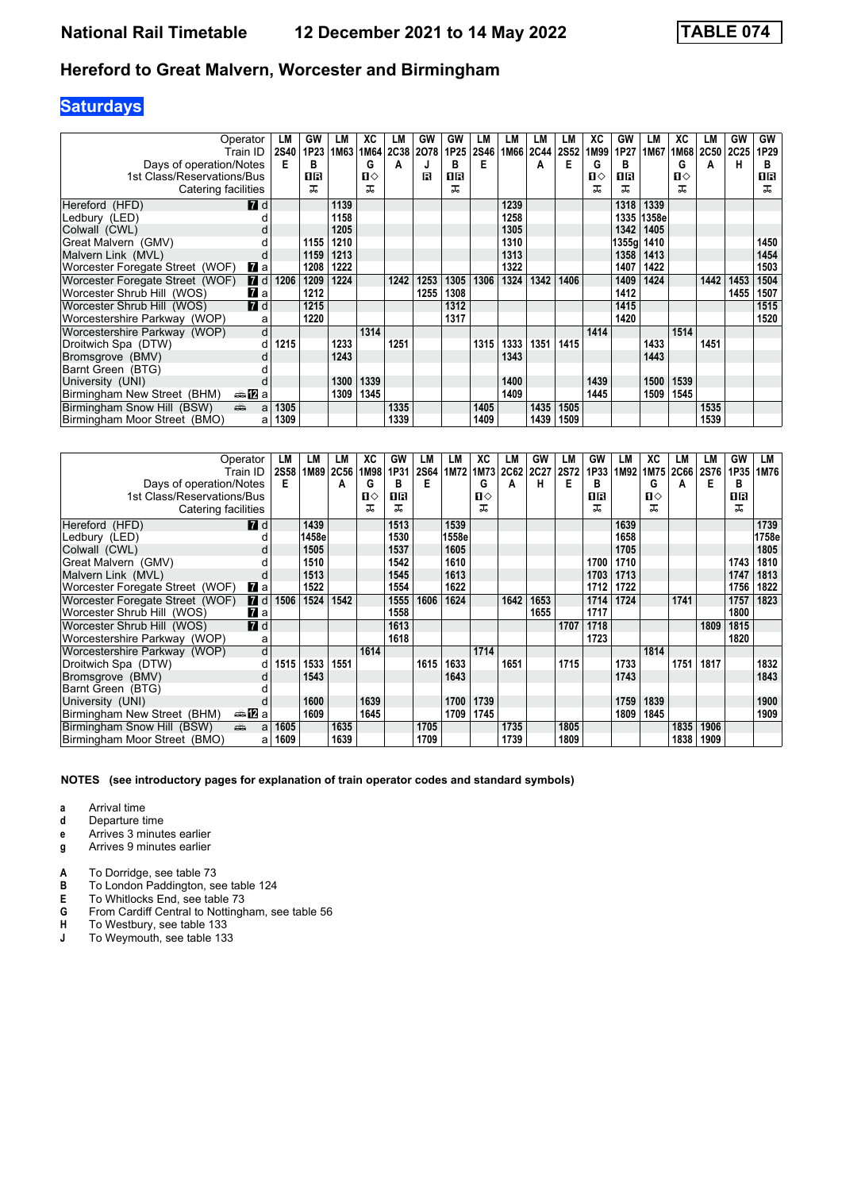## Hereford to Great Malvern, Worcester and Birmingham

### Saturdays

| Operator | | LM | GW | LM | XC | LM | GW | GW | LM | LM | LM | LM | XC | GW | LM | XC | LM | GW | GW |
|---|---|---|---|---|---|---|---|---|---|---|---|---|---|---|---|---|---|---|---|
| Train ID | | 2S40 | 1P23 | 1M63 | 1M64 | 2C38 | 2O78 | 1P25 | 2S46 | 1M66 | 2C44 | 2S52 | 1M99 | 1P27 | 1M67 | 1M68 | 2C50 | 2C25 | 1P29 |
| Days of operation/Notes | | E | B | | G | A | J | B | E | | A | E | G | B | | G | A | H | B |
| 1st Class/Reservations/Bus | | | 1R | | 1◇ | | R | 1R | | | | | 1◇ | 1R | | 1◇ | | | 1R |
| Catering facilities | | | 🛒 | | 🛒 | | | 🛒 | | | | | 🛒 | 🛒 | | 🛒 | | | 🛒 |
| Hereford (HFD) | 7 d | | | 1139 | | | | | | 1239 | | | | 1318 | 1339 | | | | |
| Ledbury (LED) | d | | | 1158 | | | | | | 1258 | | | | 1335 | 1358e | | | | |
| Colwall (CWL) | d | | | 1205 | | | | | | 1305 | | | | 1342 | 1405 | | | | |
| Great Malvern (GMV) | d | | 1155 | 1210 | | | | | | 1310 | | | | 1355g | 1410 | | | | 1450 |
| Malvern Link (MVL) | d | | 1159 | 1213 | | | | | | 1313 | | | | 1358 | 1413 | | | | 1454 |
| Worcester Foregate Street (WOF) | 7 a | | 1208 | 1222 | | | | | | 1322 | | | | 1407 | 1422 | | | | 1503 |
| Worcester Foregate Street (WOF) | 7 d | 1206 | 1209 | 1224 | | 1242 | 1253 | 1305 | 1306 | 1324 | 1342 | 1406 | | 1409 | 1424 | | 1442 | 1453 | 1504 |
| Worcester Shrub Hill (WOS) | 7 a | | 1212 | | | | 1255 | 1308 | | | | | | 1412 | | | | 1455 | 1507 |
| Worcester Shrub Hill (WOS) | 7 d | | 1215 | | | | | 1312 | | | | | | 1415 | | | | | 1515 |
| Worcestershire Parkway (WOP) | a | | 1220 | | | | | 1317 | | | | | | 1420 | | | | | 1520 |
| Worcestershire Parkway (WOP) | d | | | | 1314 | | | | | | | | 1414 | | | 1514 | | | |
| Droitwich Spa (DTW) | d | 1215 | | 1233 | | 1251 | | | 1315 | 1333 | 1351 | 1415 | | | 1433 | | 1451 | | |
| Bromsgrove (BMV) | d | | | 1243 | | | | | | 1343 | | | | | 1443 | | | | |
| Barnt Green (BTG) | d | | | | | | | | | | | | | | | | | | |
| University (UNI) | d | | | 1300 | 1339 | | | | | 1400 | | | 1439 | | 1500 | 1539 | | | |
| Birmingham New Street (BHM) | 12 a | | | 1309 | 1345 | | | | | 1409 | | | 1445 | | 1509 | 1545 | | | |
| Birmingham Snow Hill (BSW) | a | 1305 | | | | 1335 | | | 1405 | | 1435 | 1505 | | | | | 1535 | | |
| Birmingham Moor Street (BMO) | a | 1309 | | | | 1339 | | | 1409 | | 1439 | 1509 | | | | | 1539 | | |

| Operator | | LM | LM | LM | XC | GW | LM | LM | XC | LM | GW | LM | GW | LM | XC | LM | LM | GW | LM |
|---|---|---|---|---|---|---|---|---|---|---|---|---|---|---|---|---|---|---|---|
| Train ID | | 2S58 | 1M89 | 2C56 | 1M98 | 1P31 | 2S64 | 1M72 | 1M73 | 2C62 | 2C27 | 2S72 | 1P33 | 1M92 | 1M75 | 2C66 | 2S76 | 1P35 | 1M76 |
| Days of operation/Notes | | E | | A | G | B | E | | G | A | H | E | B | | G | A | E | B | |
| 1st Class/Reservations/Bus | | | | | 1◇ | 1R | | | 1◇ | | | | 1R | | 1◇ | | | 1R | |
| Catering facilities | | | | | 🛒 | 🛒 | | | 🛒 | | | | 🛒 | | 🛒 | | | 🛒 | |
| Hereford (HFD) | 7 d | | 1439 | | | 1513 | | 1539 | | | | | | 1639 | | | | | 1739 |
| Ledbury (LED) | d | | 1458e | | | 1530 | | 1558e | | | | | | 1658 | | | | | 1758e |
| Colwall (CWL) | d | | 1505 | | | 1537 | | 1605 | | | | | | 1705 | | | | | 1805 |
| Great Malvern (GMV) | d | | 1510 | | | 1542 | | 1610 | | | | | 1700 | 1710 | | | | 1743 | 1810 |
| Malvern Link (MVL) | d | | 1513 | | | 1545 | | 1613 | | | | | 1703 | 1713 | | | | 1747 | 1813 |
| Worcester Foregate Street (WOF) | 7 a | | 1522 | | | 1554 | | 1622 | | | | | 1712 | 1722 | | | | 1756 | 1822 |
| Worcester Foregate Street (WOF) | 7 d | 1506 | 1524 | 1542 | | 1555 | 1606 | 1624 | | 1642 | 1653 | | 1714 | 1724 | | 1741 | | 1757 | 1823 |
| Worcester Shrub Hill (WOS) | 7 a | | | | | 1558 | | | | | 1655 | | 1717 | | | | | 1800 | |
| Worcester Shrub Hill (WOS) | 7 d | | | | | 1613 | | | | | | 1707 | 1718 | | | | 1809 | 1815 | |
| Worcestershire Parkway (WOP) | a | | | | | 1618 | | | | | | | 1723 | | | | | 1820 | |
| Worcestershire Parkway (WOP) | d | | | | 1614 | | | | 1714 | | | | | | 1814 | | | | |
| Droitwich Spa (DTW) | d | 1515 | 1533 | 1551 | | | 1615 | 1633 | | 1651 | | 1715 | | 1733 | | 1751 | 1817 | | 1832 |
| Bromsgrove (BMV) | d | | 1543 | | | | | 1643 | | | | | | 1743 | | | | | 1843 |
| Barnt Green (BTG) | d | | | | | | | | | | | | | | | | | | |
| University (UNI) | d | | 1600 | | 1639 | | | 1700 | 1739 | | | | | 1759 | 1839 | | | | 1900 |
| Birmingham New Street (BHM) | 12 a | | 1609 | | 1645 | | | 1709 | 1745 | | | | | 1809 | 1845 | | | | 1909 |
| Birmingham Snow Hill (BSW) | a | 1605 | | 1635 | | | 1705 | | | 1735 | | 1805 | | | | 1835 | 1906 | | |
| Birmingham Moor Street (BMO) | a | 1609 | | 1639 | | | 1709 | | | 1739 | | 1809 | | | | 1838 | 1909 | | |

**NOTES (see introductory pages for explanation of train operator codes and standard symbols)**

- **a** Arrival time
- **d** Departure time
- **e** Arrives 3 minutes earlier
- **g** Arrives 9 minutes earlier

- **A** To Dorridge, see table 73
- **B** To London Paddington, see table 124
- **E** To Whitlocks End, see table 73
- **G** From Cardiff Central to Nottingham, see table 56
- **H** To Westbury, see table 133
- **J** To Weymouth, see table 133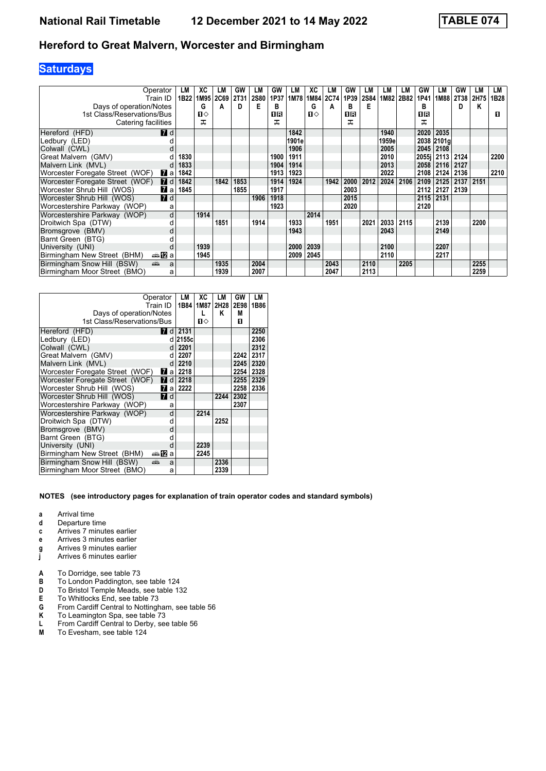# National Rail Timetable 12 December 2021 to 14 May 2022

**TABLE 074**

## Hereford to Great Malvern, Worcester and Birmingham

### Saturdays

| Operator | | LM | XC | LM | GW | LM | GW | LM | XC | LM | GW | LM | LM | LM | GW | LM | GW | LM | LM |
|---|---|---|---|---|---|---|---|---|---|---|---|---|---|---|---|---|---|---|---|
| Train ID | | 1B22 | 1M95 | 2C69 | 2T31 | 2S80 | 1P37 | 1M78 | 1M84 | 2C74 | 1P39 | 2S84 | 1M82 | 2B82 | 1P41 | 1M88 | 2T38 | 2H75 | 1B28 |
| Days of operation/Notes | | | G | A | D | E | B | | G | A | B | E | | | B | | D | K | |
| 1st Class/Reservations/Bus | | | 1◇ | | | | 1R | | 1◇ | | 1R | | | | 1R | | | | 1 |
| Catering facilities | | | 🍴 | | | | 🍴 | | | | 🍴 | | | | 🍴 | | | | |
| Hereford (HFD) | 7 d | | | | | | | 1842 | | | | | 1940 | | 2020 | 2035 | | | |
| Ledbury (LED) | d | | | | | | | 1901e | | | | | 1959e | | 2038 | 2101g | | | |
| Colwall (CWL) | d | | | | | | | 1906 | | | | | 2005 | | 2045 | 2108 | | | |
| Great Malvern (GMV) | d | 1830 | | | | | 1900 | 1911 | | | | | 2010 | | 2055j | 2113 | 2124 | | 2200 |
| Malvern Link (MVL) | d | 1833 | | | | | 1904 | 1914 | | | | | 2013 | | 2058 | 2116 | 2127 | | |
| Worcester Foregate Street (WOF) | 7 a | 1842 | | | | | 1913 | 1923 | | | | | 2022 | | 2108 | 2124 | 2136 | | 2210 |
| Worcester Foregate Street (WOF) | 7 d | 1842 | | 1842 | 1853 | | 1914 | 1924 | | 1942 | 2000 | 2012 | 2024 | 2106 | 2109 | 2125 | 2137 | 2151 | |
| Worcester Shrub Hill (WOS) | 7 a | 1845 | | | 1855 | | 1917 | | | | 2003 | | | | 2112 | 2127 | 2139 | | |
| Worcester Shrub Hill (WOS) | 7 d | | | | | 1906 | 1918 | | | | 2015 | | | | 2115 | 2131 | | | |
| Worcestershire Parkway (WOP) | a | | | | | | 1923 | | | | 2020 | | | | 2120 | | | | |
| Worcestershire Parkway (WOP) | d | | 1914 | | | | | | 2014 | | | | | | | | | | |
| Droitwich Spa (DTW) | d | | | 1851 | | 1914 | | 1933 | | 1951 | | 2021 | 2033 | 2115 | | 2139 | | 2200 | |
| Bromsgrove (BMV) | d | | | | | | | 1943 | | | | | 2043 | | | 2149 | | | |
| Barnt Green (BTG) | d | | | | | | | | | | | | | | | | | | |
| University (UNI) | d | | 1939 | | | | | 2000 | 2039 | | | | 2100 | | | 2207 | | | |
| Birmingham New Street (BHM) | 🚌 12 a | | 1945 | | | | | 2009 | 2045 | | | | 2110 | | | 2217 | | | |
| Birmingham Snow Hill (BSW) | 🚌 a | | | 1935 | | 2004 | | | | 2043 | | 2110 | | 2205 | | | | 2255 | |
| Birmingham Moor Street (BMO) | a | | | 1939 | | 2007 | | | | 2047 | | 2113 | | | | | | 2259 | |

| Operator | | LM | XC | LM | GW | LM |
|---|---|---|---|---|---|---|
| Train ID | | 1B84 | 1M87 | 2H28 | 2E98 | 1B86 |
| Days of operation/Notes | | | L | K | M | |
| 1st Class/Reservations/Bus | | | 1◇ | | 1 | |
| Hereford (HFD) | 7 d | 2131 | | | | 2250 |
| Ledbury (LED) | d | 2155c | | | | 2306 |
| Colwall (CWL) | d | 2201 | | | | 2312 |
| Great Malvern (GMV) | d | 2207 | | | 2242 | 2317 |
| Malvern Link (MVL) | d | 2210 | | | 2245 | 2320 |
| Worcester Foregate Street (WOF) | 7 a | 2218 | | | 2254 | 2328 |
| Worcester Foregate Street (WOF) | 7 d | 2218 | | | 2255 | 2329 |
| Worcester Shrub Hill (WOS) | 7 a | 2222 | | | 2258 | 2336 |
| Worcester Shrub Hill (WOS) | 7 d | | | 2244 | 2302 | |
| Worcestershire Parkway (WOP) | a | | | | 2307 | |
| Worcestershire Parkway (WOP) | d | | 2214 | | | |
| Droitwich Spa (DTW) | d | | | 2252 | | |
| Bromsgrove (BMV) | d | | | | | |
| Barnt Green (BTG) | d | | | | | |
| University (UNI) | d | | 2239 | | | |
| Birmingham New Street (BHM) | 🚌 12 a | | 2245 | | | |
| Birmingham Snow Hill (BSW) | 🚌 a | | | 2336 | | |
| Birmingham Moor Street (BMO) | a | | | 2339 | | |

**NOTES (see introductory pages for explanation of train operator codes and standard symbols)**

- **a** Arrival time
- **d** Departure time
- **c** Arrives 7 minutes earlier
- **e** Arrives 3 minutes earlier
- **g** Arrives 9 minutes earlier
- **j** Arrives 6 minutes earlier

- **A** To Dorridge, see table 73
- **B** To London Paddington, see table 124
- **D** To Bristol Temple Meads, see table 132
- **E** To Whitlocks End, see table 73
- **G** From Cardiff Central to Nottingham, see table 56
- **K** To Leamington Spa, see table 73
- **L** From Cardiff Central to Derby, see table 56
- **M** To Evesham, see table 124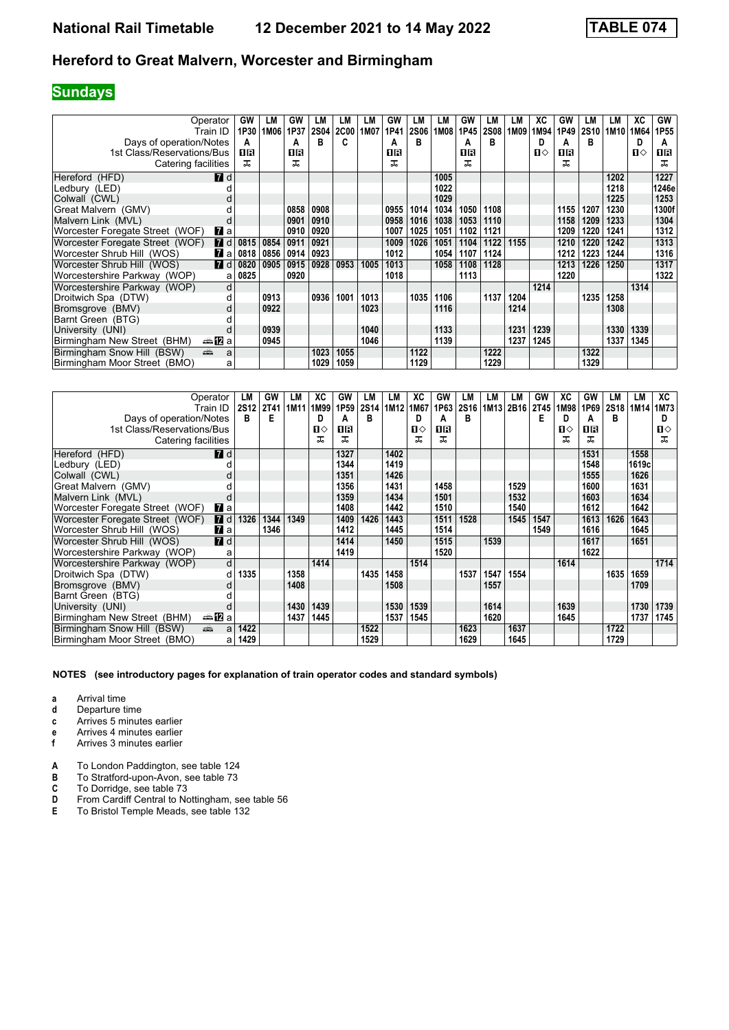# National Rail Timetable 12 December 2021 to 14 May 2022 TABLE 074

## Hereford to Great Malvern, Worcester and Birmingham

**Sundays**

| Operator | | GW | LM | GW | LM | LM | LM | GW | LM | LM | GW | LM | LM | XC | GW | LM | LM | XC | GW |
|---|---|---|---|---|---|---|---|---|---|---|---|---|---|---|---|---|---|---|---|
| Train ID | | 1P30 | 1M06 | 1P37 | 2S04 | 2C00 | 1M07 | 1P41 | 2S06 | 1M08 | 1P45 | 2S08 | 1M09 | 1M94 | 1P49 | 2S10 | 1M10 | 1M64 | 1P55 |
| Days of operation/Notes | | A | | A | B | C | | A | B | | A | B | | D | A | B | | D | A |
| 1st Class/Reservations/Bus | | 1R | | 1R | | | | 1R | | | 1R | | | 1◇ | 1R | | | 1◇ | 1R |
| Catering facilities | | T | | T | | | | T | | | T | | | | T | | | | T |
| Hereford (HFD) | 7 d | | | | | | | | | 1005 | | | | | | | 1202 | | 1227 |
| Ledbury (LED) | d | | | | | | | | | 1022 | | | | | | | 1218 | | 1246e |
| Colwall (CWL) | d | | | | | | | | | 1029 | | | | | | | 1225 | | 1253 |
| Great Malvern (GMV) | d | | | 0858 | 0908 | | | 0955 | 1014 | 1034 | 1050 | 1108 | | | 1155 | 1207 | 1230 | | 1300f |
| Malvern Link (MVL) | d | | | 0901 | 0910 | | | 0958 | 1016 | 1038 | 1053 | 1110 | | | 1158 | 1209 | 1233 | | 1304 |
| Worcester Foregate Street (WOF) | 7 a | | | 0910 | 0920 | | | 1007 | 1025 | 1051 | 1102 | 1121 | | | 1209 | 1220 | 1241 | | 1312 |
| Worcester Foregate Street (WOF) | 7 d | 0815 | 0854 | 0911 | 0921 | | | 1009 | 1026 | 1051 | 1104 | 1122 | 1155 | | 1210 | 1220 | 1242 | | 1313 |
| Worcester Shrub Hill (WOS) | 7 a | 0818 | 0856 | 0914 | 0923 | | | 1012 | | 1054 | 1107 | 1124 | | | 1212 | 1223 | 1244 | | 1316 |
| Worcester Shrub Hill (WOS) | 7 d | 0820 | 0905 | 0915 | 0928 | 0953 | 1005 | 1013 | | 1058 | 1108 | 1128 | | | 1213 | 1226 | 1250 | | 1317 |
| Worcestershire Parkway (WOP) | a | 0825 | | 0920 | | | | 1018 | | | 1113 | | | | 1220 | | | | 1322 |
| Worcestershire Parkway (WOP) | d | | | | | | | | | | | | | 1214 | | | | 1314 | |
| Droitwich Spa (DTW) | d | | 0913 | | 0936 | 1001 | 1013 | | 1035 | 1106 | | 1137 | 1204 | | | 1235 | 1258 | | |
| Bromsgrove (BMV) | d | | 0922 | | | | 1023 | | | 1116 | | | 1214 | | | | 1308 | | |
| Barnt Green (BTG) | d | | | | | | | | | | | | | | | | | | |
| University (UNI) | d | | 0939 | | | | 1040 | | | 1133 | | | 1231 | 1239 | | | 1330 | 1339 | |
| Birmingham New Street (BHM) | 12 a | | 0945 | | | | 1046 | | | 1139 | | | 1237 | 1245 | | | 1337 | 1345 | |
| Birmingham Snow Hill (BSW) | a | | | | 1023 | 1055 | | | 1122 | | | 1222 | | | | 1322 | | | |
| Birmingham Moor Street (BMO) | a | | | | 1029 | 1059 | | | 1129 | | | 1229 | | | | 1329 | | | |

| Operator | | LM | GW | LM | XC | GW | LM | LM | XC | GW | LM | LM | LM | GW | XC | GW | LM | LM | XC |
|---|---|---|---|---|---|---|---|---|---|---|---|---|---|---|---|---|---|---|---|
| Train ID | | 2S12 | 2T41 | 1M11 | 1M99 | 1P59 | 2S14 | 1M12 | 1M67 | 1P63 | 2S16 | 1M13 | 2B16 | 2T45 | 1M98 | 1P69 | 2S18 | 1M14 | 1M73 |
| Days of operation/Notes | | B | E | | D | A | B | | D | A | B | | | E | D | A | B | | D |
| 1st Class/Reservations/Bus | | | | | 1◇ | 1R | | | 1◇ | 1R | | | | | 1◇ | 1R | | | 1◇ |
| Catering facilities | | | | | T | T | | | T | T | | | | | T | T | | | T |
| Hereford (HFD) | 7 d | | | | | 1327 | | 1402 | | | | | | | | 1531 | | 1558 | |
| Ledbury (LED) | d | | | | | 1344 | | 1419 | | | | | | | | 1548 | | 1619c | |
| Colwall (CWL) | d | | | | | 1351 | | 1426 | | | | | | | | 1555 | | 1626 | |
| Great Malvern (GMV) | d | | | | | 1356 | | 1431 | | 1458 | | | 1529 | | | 1600 | | 1631 | |
| Malvern Link (MVL) | d | | | | | 1359 | | 1434 | | 1501 | | | 1532 | | | 1603 | | 1634 | |
| Worcester Foregate Street (WOF) | 7 a | | | | | 1408 | | 1442 | | 1510 | | | 1540 | | | 1612 | | 1642 | |
| Worcester Foregate Street (WOF) | 7 d | 1326 | 1344 | 1349 | | 1409 | 1426 | 1443 | | 1511 | 1528 | | 1545 | 1547 | | 1613 | 1626 | 1643 | |
| Worcester Shrub Hill (WOS) | 7 a | | 1346 | | | 1412 | | 1445 | | 1514 | | | | 1549 | | 1616 | | 1645 | |
| Worcester Shrub Hill (WOS) | 7 d | | | | | 1414 | | 1450 | | 1515 | | 1539 | | | | 1617 | | 1651 | |
| Worcestershire Parkway (WOP) | a | | | | | 1419 | | | | 1520 | | | | | | 1622 | | | |
| Worcestershire Parkway (WOP) | d | | | | 1414 | | | | 1514 | | | | | | 1614 | | | | 1714 |
| Droitwich Spa (DTW) | d | 1335 | | 1358 | | | 1435 | 1458 | | | 1537 | 1547 | 1554 | | | | 1635 | 1659 | |
| Bromsgrove (BMV) | d | | | 1408 | | | | 1508 | | | | 1557 | | | | | | 1709 | |
| Barnt Green (BTG) | d | | | | | | | | | | | | | | | | | | |
| University (UNI) | d | | | 1430 | 1439 | | | 1530 | 1539 | | | 1614 | | | 1639 | | | 1730 | 1739 |
| Birmingham New Street (BHM) | 12 a | | | 1437 | 1445 | | | 1537 | 1545 | | | 1620 | | | 1645 | | | 1737 | 1745 |
| Birmingham Snow Hill (BSW) | a | 1422 | | | | | 1522 | | | | 1623 | | 1637 | | | | 1722 | | |
| Birmingham Moor Street (BMO) | a | 1429 | | | | | 1529 | | | | 1629 | | 1645 | | | | 1729 | | |

**NOTES (see introductory pages for explanation of train operator codes and standard symbols)**

- **a** Arrival time
- **d** Departure time
- **c** Arrives 5 minutes earlier
- **e** Arrives 4 minutes earlier
- **f** Arrives 3 minutes earlier

- **A** To London Paddington, see table 124
- **B** To Stratford-upon-Avon, see table 73
- **C** To Dorridge, see table 73
- **D** From Cardiff Central to Nottingham, see table 56
- **E** To Bristol Temple Meads, see table 132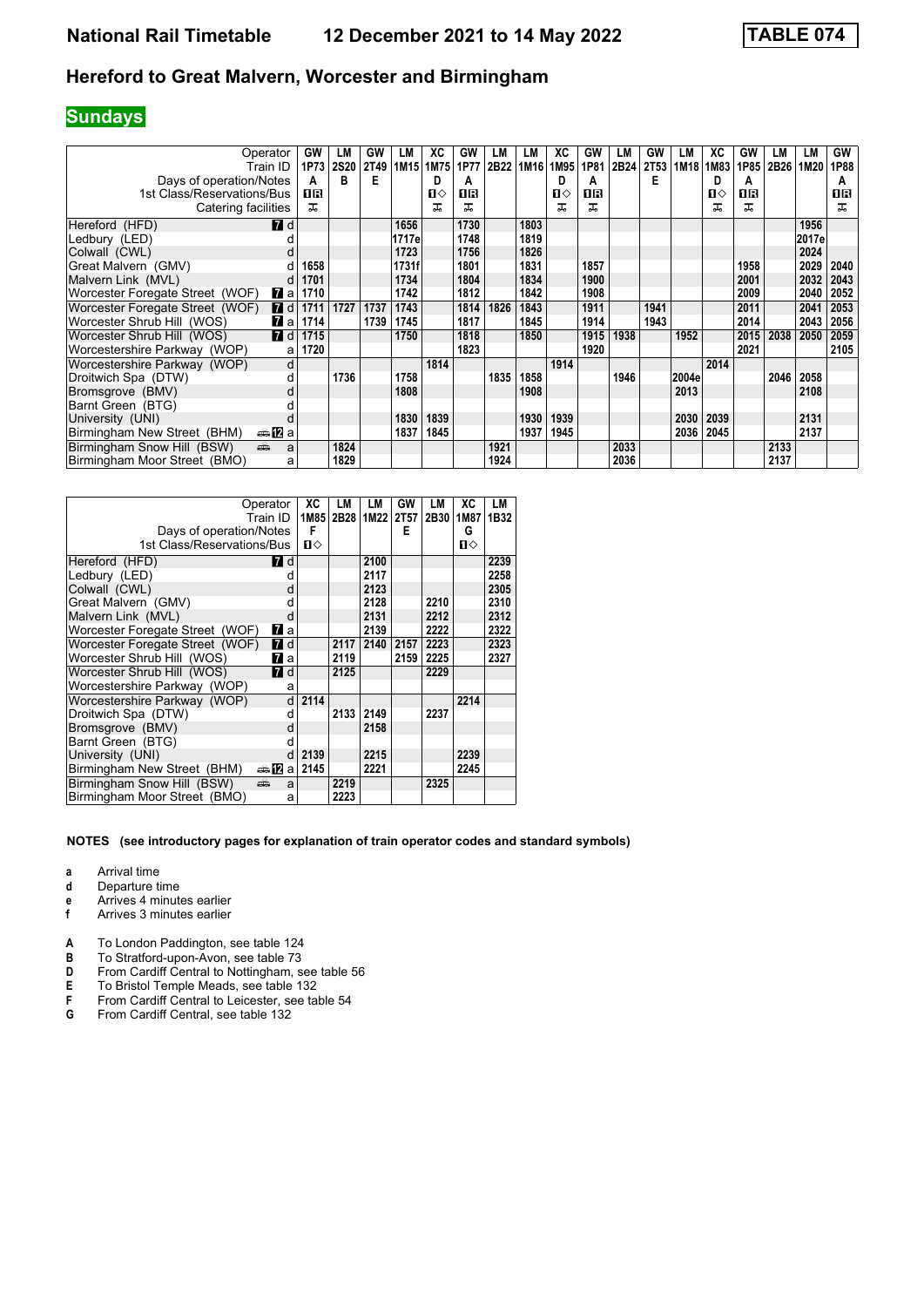# Hereford to Great Malvern, Worcester and Birmingham

**Sundays**

| Operator | | GW | LM | GW | LM | XC | GW | LM | LM | XC | GW | LM | GW | LM | XC | GW | LM | LM | GW |
|---|---|---|---|---|---|---|---|---|---|---|---|---|---|---|---|---|---|---|---|
| Train ID | | 1P73 | 2S20 | 2T49 | 1M15 | 1M75 | 1P77 | 2B22 | 1M16 | 1M95 | 1P81 | 2B24 | 2T53 | 1M18 | 1M83 | 1P85 | 2B26 | 1M20 | 1P88 |
| Days of operation/Notes | | A | B | E | | D | A | | | D | A | | E | | D | A | | | A |
| 1st Class/Reservations/Bus | | 1R | | | | 1◇ | 1R | | | 1◇ | 1R | | | | 1◇ | 1R | | | 1R |
| Catering facilities | | ⊼ | | | ⊼ | ⊼ | ⊼ | | | ⊼ | ⊼ | | | | ⊼ | ⊼ | | ⊼ | ⊼ |
| Hereford (HFD) | 7 d | | | | 1656 | | 1730 | | 1803 | | | | | | | | | 1956 | |
| Ledbury (LED) | d | | | | 1717e | | 1748 | | 1819 | | | | | | | | | 2017e | |
| Colwall (CWL) | d | | | | 1723 | | 1756 | | 1826 | | | | | | | | | 2024 | |
| Great Malvern (GMV) | d | 1658 | | | 1731f | | 1801 | | 1831 | | 1857 | | | | | 1958 | | 2029 | 2040 |
| Malvern Link (MVL) | d | 1701 | | | 1734 | | 1804 | | 1834 | | 1900 | | | | | 2001 | | 2032 | 2043 |
| Worcester Foregate Street (WOF) | 7 a | 1710 | | | 1742 | | 1812 | | 1842 | | 1908 | | | | | 2009 | | 2040 | 2052 |
| Worcester Foregate Street (WOF) | 7 d | 1711 | 1727 | 1737 | 1743 | | 1814 | 1826 | 1843 | | 1911 | | 1941 | | | 2011 | | 2041 | 2053 |
| Worcester Shrub Hill (WOS) | 7 a | 1714 | | 1739 | 1745 | | 1817 | | 1845 | | 1914 | | 1943 | | | 2014 | | 2043 | 2056 |
| Worcester Shrub Hill (WOS) | 7 d | 1715 | | | 1750 | | 1818 | | 1850 | | 1915 | 1938 | | 1952 | | 2015 | 2038 | 2050 | 2059 |
| Worcestershire Parkway (WOP) | a | 1720 | | | | | 1823 | | | | 1920 | | | | | 2021 | | | 2105 |
| Worcestershire Parkway (WOP) | d | | | | | 1814 | | | | 1914 | | | | | 2014 | | | | |
| Droitwich Spa (DTW) | d | | 1736 | | 1758 | | | 1835 | 1858 | | | 1946 | | 2004e | | | 2046 | 2058 | |
| Bromsgrove (BMV) | d | | | | 1808 | | | | 1908 | | | | | 2013 | | | | 2108 | |
| Barnt Green (BTG) | d | | | | | | | | | | | | | | | | | | |
| University (UNI) | d | | | | 1830 | 1839 | | | 1930 | 1939 | | | | 2030 | 2039 | | | 2131 | |
| Birmingham New Street (BHM) | 12 a | | | | 1837 | 1845 | | | 1937 | 1945 | | | | 2036 | 2045 | | | 2137 | |
| Birmingham Snow Hill (BSW) | a | | 1824 | | | | | 1921 | | | | 2033 | | | | | 2133 | | |
| Birmingham Moor Street (BMO) | a | | 1829 | | | | | 1924 | | | | 2036 | | | | | 2137 | | |

| Operator | | XC | LM | LM | GW | LM | XC | LM |
|---|---|---|---|---|---|---|---|---|
| Train ID | | 1M85 | 2B28 | 1M22 | 2T57 | 2B30 | 1M87 | 1B32 |
| Days of operation/Notes | | F | | | E | | G | |
| 1st Class/Reservations/Bus | | 1◇ | | | | | 1◇ | |
| Hereford (HFD) | 7 d | | | 2100 | | | | 2239 |
| Ledbury (LED) | d | | | 2117 | | | | 2258 |
| Colwall (CWL) | d | | | 2123 | | | | 2305 |
| Great Malvern (GMV) | d | | | 2128 | | 2210 | | 2310 |
| Malvern Link (MVL) | d | | | 2131 | | 2212 | | 2312 |
| Worcester Foregate Street (WOF) | 7 a | | | 2139 | | 2222 | | 2322 |
| Worcester Foregate Street (WOF) | 7 d | | 2117 | 2140 | 2157 | 2223 | | 2323 |
| Worcester Shrub Hill (WOS) | 7 a | | 2119 | | 2159 | 2225 | | 2327 |
| Worcester Shrub Hill (WOS) | 7 d | | 2125 | | | 2229 | | |
| Worcestershire Parkway (WOP) | a | | | | | | | |
| Worcestershire Parkway (WOP) | d | 2114 | | | | | 2214 | |
| Droitwich Spa (DTW) | d | | 2133 | 2149 | | 2237 | | |
| Bromsgrove (BMV) | d | | | 2158 | | | | |
| Barnt Green (BTG) | d | | | | | | | |
| University (UNI) | d | 2139 | | 2215 | | | 2239 | |
| Birmingham New Street (BHM) | 12 a | 2145 | | 2221 | | | 2245 | |
| Birmingham Snow Hill (BSW) | a | | 2219 | | | 2325 | | |
| Birmingham Moor Street (BMO) | a | | 2223 | | | | | |

**NOTES (see introductory pages for explanation of train operator codes and standard symbols)**

- **a** Arrival time
- **d** Departure time
- **e** Arrives 4 minutes earlier
- **f** Arrives 3 minutes earlier

- **A** To London Paddington, see table 124
- **B** To Stratford-upon-Avon, see table 73
- **D** From Cardiff Central to Nottingham, see table 56
- **E** To Bristol Temple Meads, see table 132
- **F** From Cardiff Central to Leicester, see table 54
- **G** From Cardiff Central, see table 132